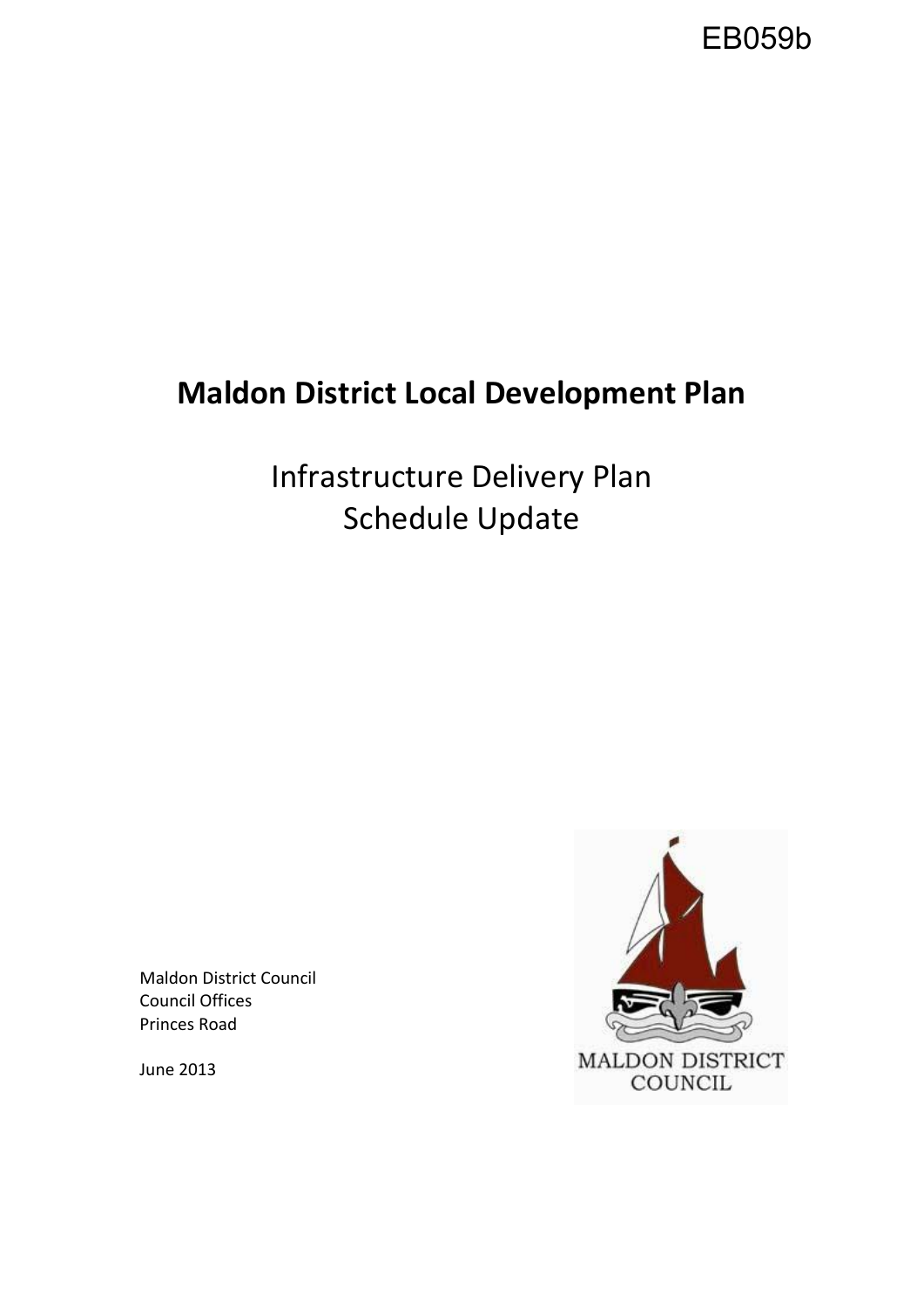EB059b

# Maldon District Local Development Plan

## Infrastructure Delivery Plan
## Schedule Update

Maldon District Council
Council Offices
Princes Road

June 2013

MALDON DISTRICT COUNCIL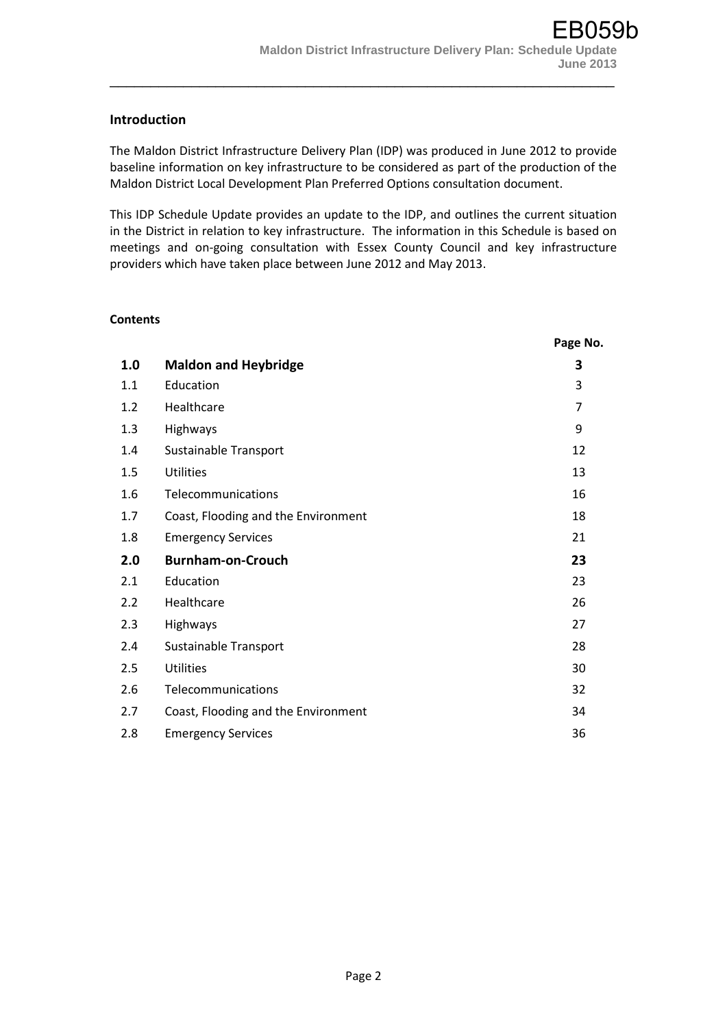## Introduction

The Maldon District Infrastructure Delivery Plan (IDP) was produced in June 2012 to provide baseline information on key infrastructure to be considered as part of the production of the Maldon District Local Development Plan Preferred Options consultation document.

This IDP Schedule Update provides an update to the IDP, and outlines the current situation in the District in relation to key infrastructure. The information in this Schedule is based on meetings and on-going consultation with Essex County Council and key infrastructure providers which have taken place between June 2012 and May 2013.

### Contents

| | | Page No. |
|---|---|---|
| **1.0** | **Maldon and Heybridge** | **3** |
| 1.1 | Education | 3 |
| 1.2 | Healthcare | 7 |
| 1.3 | Highways | 9 |
| 1.4 | Sustainable Transport | 12 |
| 1.5 | Utilities | 13 |
| 1.6 | Telecommunications | 16 |
| 1.7 | Coast, Flooding and the Environment | 18 |
| 1.8 | Emergency Services | 21 |
| **2.0** | **Burnham-on-Crouch** | **23** |
| 2.1 | Education | 23 |
| 2.2 | Healthcare | 26 |
| 2.3 | Highways | 27 |
| 2.4 | Sustainable Transport | 28 |
| 2.5 | Utilities | 30 |
| 2.6 | Telecommunications | 32 |
| 2.7 | Coast, Flooding and the Environment | 34 |
| 2.8 | Emergency Services | 36 |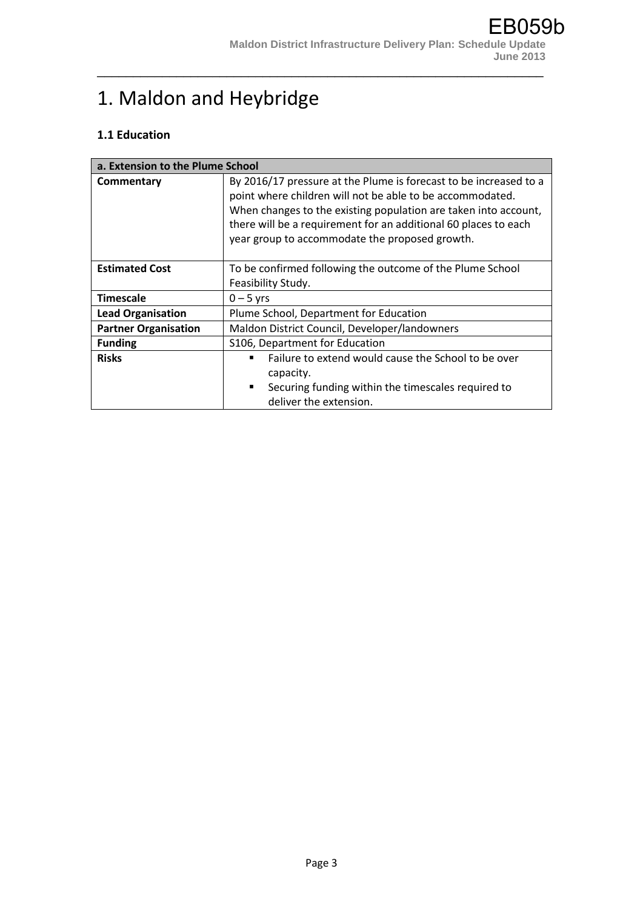# 1. Maldon and Heybridge

### 1.1 Education

| a. Extension to the Plume School | |
|---|---|
| **Commentary** | By 2016/17 pressure at the Plume is forecast to be increased to a point where children will not be able to be accommodated. When changes to the existing population are taken into account, there will be a requirement for an additional 60 places to each year group to accommodate the proposed growth. |
| **Estimated Cost** | To be confirmed following the outcome of the Plume School Feasibility Study. |
| **Timescale** | 0 – 5 yrs |
| **Lead Organisation** | Plume School, Department for Education |
| **Partner Organisation** | Maldon District Council, Developer/landowners |
| **Funding** | S106, Department for Education |
| **Risks** | ▪ Failure to extend would cause the School to be over capacity.<br>▪ Securing funding within the timescales required to deliver the extension. |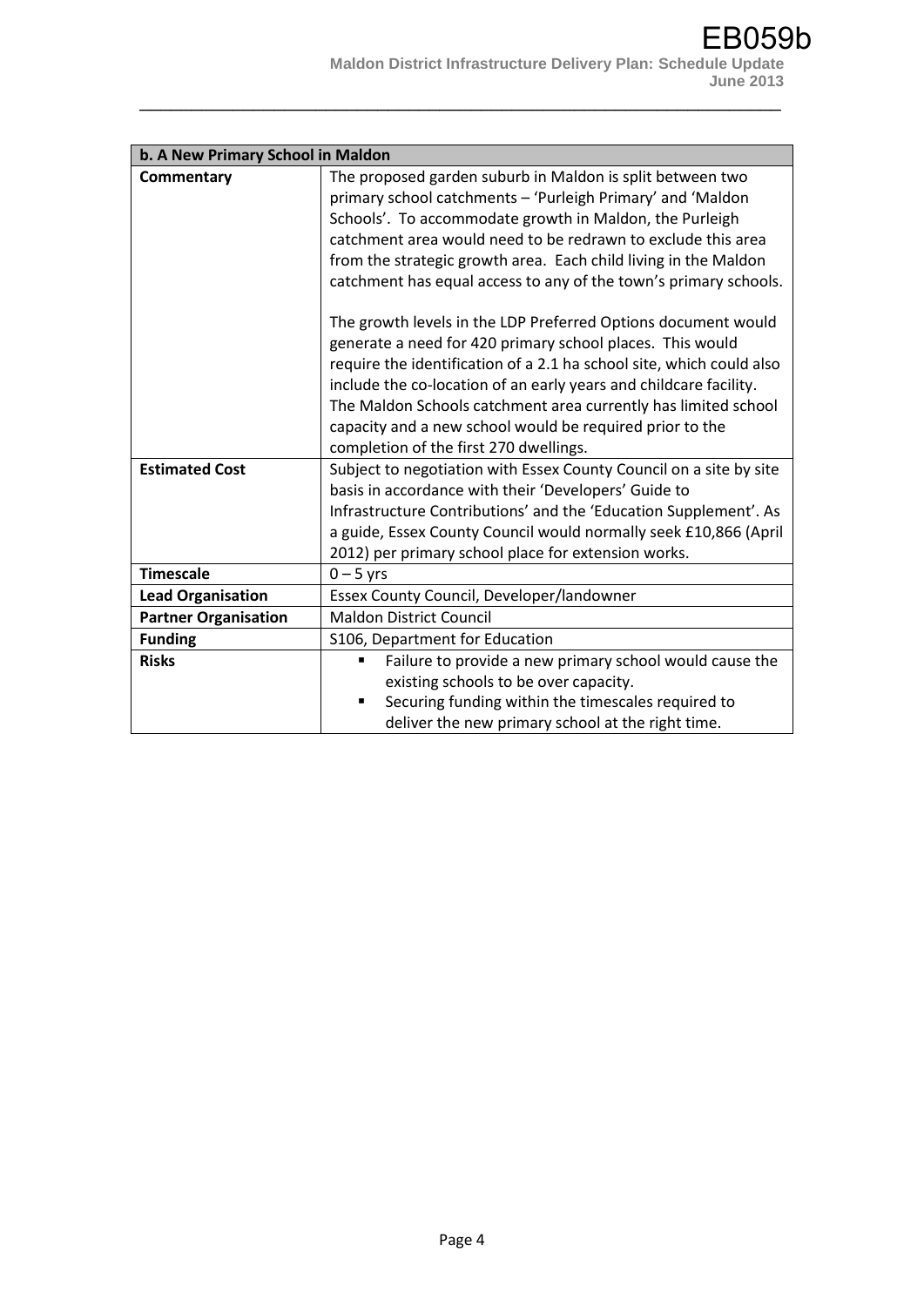| b. A New Primary School in Maldon | |
|---|---|
| **Commentary** | The proposed garden suburb in Maldon is split between two primary school catchments – 'Purleigh Primary' and 'Maldon Schools'. To accommodate growth in Maldon, the Purleigh catchment area would need to be redrawn to exclude this area from the strategic growth area. Each child living in the Maldon catchment has equal access to any of the town's primary schools.<br><br>The growth levels in the LDP Preferred Options document would generate a need for 420 primary school places. This would require the identification of a 2.1 ha school site, which could also include the co-location of an early years and childcare facility. The Maldon Schools catchment area currently has limited school capacity and a new school would be required prior to the completion of the first 270 dwellings. |
| **Estimated Cost** | Subject to negotiation with Essex County Council on a site by site basis in accordance with their 'Developers' Guide to Infrastructure Contributions' and the 'Education Supplement'. As a guide, Essex County Council would normally seek £10,866 (April 2012) per primary school place for extension works. |
| **Timescale** | 0 – 5 yrs |
| **Lead Organisation** | Essex County Council, Developer/landowner |
| **Partner Organisation** | Maldon District Council |
| **Funding** | S106, Department for Education |
| **Risks** | ▪ Failure to provide a new primary school would cause the existing schools to be over capacity.<br>▪ Securing funding within the timescales required to deliver the new primary school at the right time. |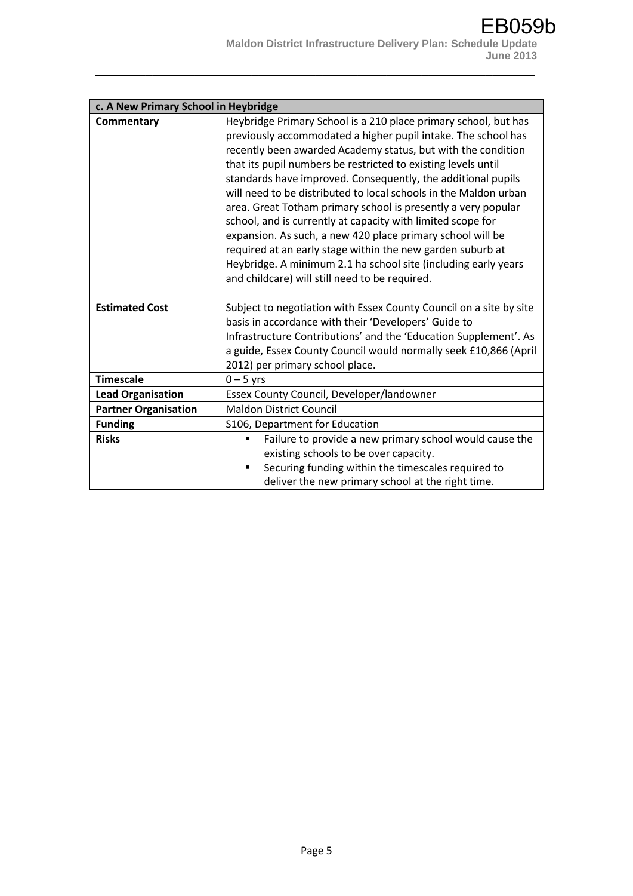| c. A New Primary School in Heybridge | |
|---|---|
| **Commentary** | Heybridge Primary School is a 210 place primary school, but has previously accommodated a higher pupil intake. The school has recently been awarded Academy status, but with the condition that its pupil numbers be restricted to existing levels until standards have improved. Consequently, the additional pupils will need to be distributed to local schools in the Maldon urban area. Great Totham primary school is presently a very popular school, and is currently at capacity with limited scope for expansion. As such, a new 420 place primary school will be required at an early stage within the new garden suburb at Heybridge. A minimum 2.1 ha school site (including early years and childcare) will still need to be required. |
| **Estimated Cost** | Subject to negotiation with Essex County Council on a site by site basis in accordance with their 'Developers' Guide to Infrastructure Contributions' and the 'Education Supplement'. As a guide, Essex County Council would normally seek £10,866 (April 2012) per primary school place. |
| **Timescale** | 0 – 5 yrs |
| **Lead Organisation** | Essex County Council, Developer/landowner |
| **Partner Organisation** | Maldon District Council |
| **Funding** | S106, Department for Education |
| **Risks** | ▪ Failure to provide a new primary school would cause the existing schools to be over capacity. ▪ Securing funding within the timescales required to deliver the new primary school at the right time. |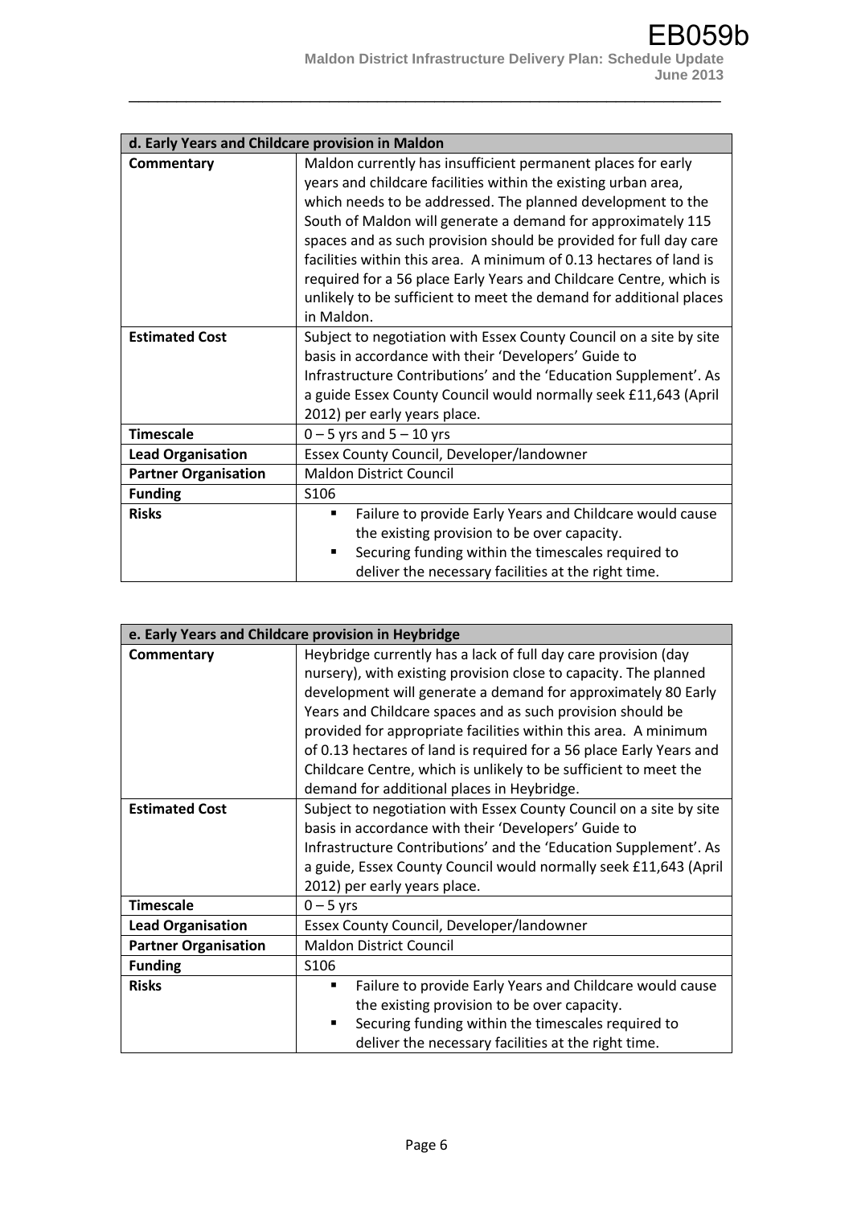| d. Early Years and Childcare provision in Maldon | |
|---|---|
| **Commentary** | Maldon currently has insufficient permanent places for early years and childcare facilities within the existing urban area, which needs to be addressed. The planned development to the South of Maldon will generate a demand for approximately 115 spaces and as such provision should be provided for full day care facilities within this area. A minimum of 0.13 hectares of land is required for a 56 place Early Years and Childcare Centre, which is unlikely to be sufficient to meet the demand for additional places in Maldon. |
| **Estimated Cost** | Subject to negotiation with Essex County Council on a site by site basis in accordance with their 'Developers' Guide to Infrastructure Contributions' and the 'Education Supplement'. As a guide Essex County Council would normally seek £11,643 (April 2012) per early years place. |
| **Timescale** | 0 – 5 yrs and 5 – 10 yrs |
| **Lead Organisation** | Essex County Council, Developer/landowner |
| **Partner Organisation** | Maldon District Council |
| **Funding** | S106 |
| **Risks** | ▪ Failure to provide Early Years and Childcare would cause the existing provision to be over capacity.<br>▪ Securing funding within the timescales required to deliver the necessary facilities at the right time. |

| e. Early Years and Childcare provision in Heybridge | |
|---|---|
| **Commentary** | Heybridge currently has a lack of full day care provision (day nursery), with existing provision close to capacity. The planned development will generate a demand for approximately 80 Early Years and Childcare spaces and as such provision should be provided for appropriate facilities within this area. A minimum of 0.13 hectares of land is required for a 56 place Early Years and Childcare Centre, which is unlikely to be sufficient to meet the demand for additional places in Heybridge. |
| **Estimated Cost** | Subject to negotiation with Essex County Council on a site by site basis in accordance with their 'Developers' Guide to Infrastructure Contributions' and the 'Education Supplement'. As a guide, Essex County Council would normally seek £11,643 (April 2012) per early years place. |
| **Timescale** | 0 – 5 yrs |
| **Lead Organisation** | Essex County Council, Developer/landowner |
| **Partner Organisation** | Maldon District Council |
| **Funding** | S106 |
| **Risks** | ▪ Failure to provide Early Years and Childcare would cause the existing provision to be over capacity.<br>▪ Securing funding within the timescales required to deliver the necessary facilities at the right time. |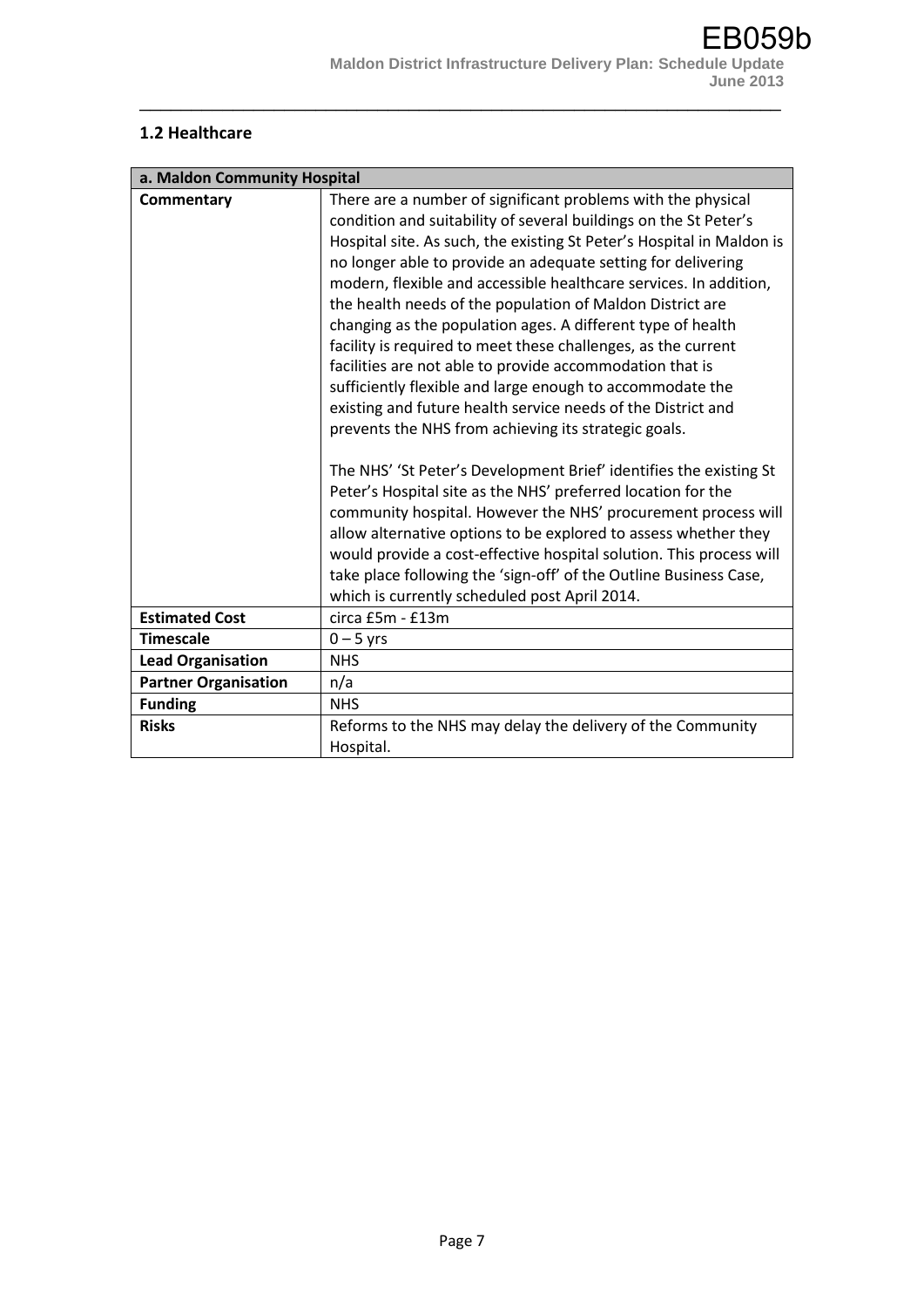## 1.2 Healthcare

| a. Maldon Community Hospital | |
|---|---|
| **Commentary** | There are a number of significant problems with the physical condition and suitability of several buildings on the St Peter's Hospital site. As such, the existing St Peter's Hospital in Maldon is no longer able to provide an adequate setting for delivering modern, flexible and accessible healthcare services. In addition, the health needs of the population of Maldon District are changing as the population ages. A different type of health facility is required to meet these challenges, as the current facilities are not able to provide accommodation that is sufficiently flexible and large enough to accommodate the existing and future health service needs of the District and prevents the NHS from achieving its strategic goals.<br><br>The NHS' 'St Peter's Development Brief' identifies the existing St Peter's Hospital site as the NHS' preferred location for the community hospital. However the NHS' procurement process will allow alternative options to be explored to assess whether they would provide a cost-effective hospital solution. This process will take place following the 'sign-off' of the Outline Business Case, which is currently scheduled post April 2014. |
| **Estimated Cost** | circa £5m - £13m |
| **Timescale** | 0 – 5 yrs |
| **Lead Organisation** | NHS |
| **Partner Organisation** | n/a |
| **Funding** | NHS |
| **Risks** | Reforms to the NHS may delay the delivery of the Community Hospital. |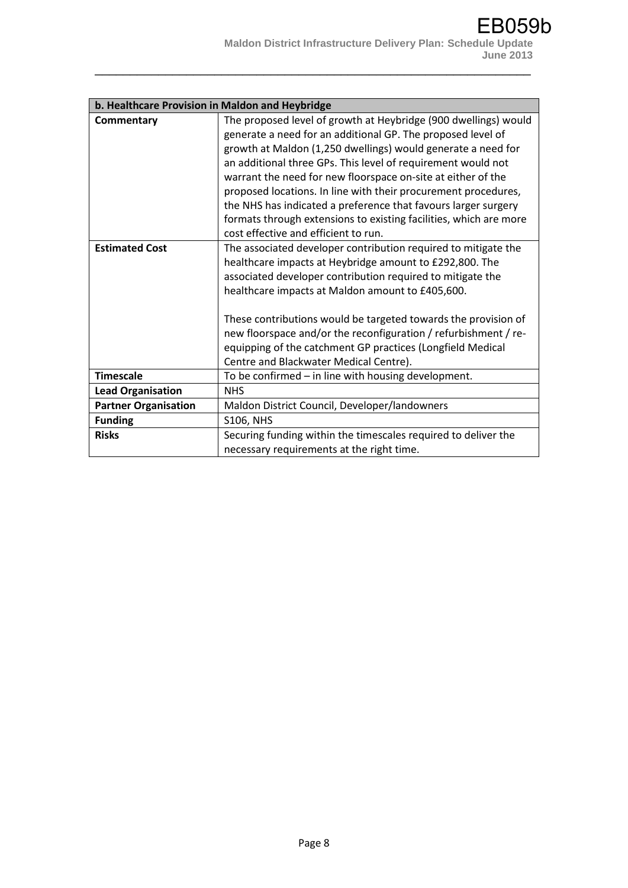| b. Healthcare Provision in Maldon and Heybridge | |
|---|---|
| **Commentary** | The proposed level of growth at Heybridge (900 dwellings) would generate a need for an additional GP. The proposed level of growth at Maldon (1,250 dwellings) would generate a need for an additional three GPs. This level of requirement would not warrant the need for new floorspace on-site at either of the proposed locations. In line with their procurement procedures, the NHS has indicated a preference that favours larger surgery formats through extensions to existing facilities, which are more cost effective and efficient to run. |
| **Estimated Cost** | The associated developer contribution required to mitigate the healthcare impacts at Heybridge amount to £292,800. The associated developer contribution required to mitigate the healthcare impacts at Maldon amount to £405,600.<br><br>These contributions would be targeted towards the provision of new floorspace and/or the reconfiguration / refurbishment / re-equipping of the catchment GP practices (Longfield Medical Centre and Blackwater Medical Centre). |
| **Timescale** | To be confirmed – in line with housing development. |
| **Lead Organisation** | NHS |
| **Partner Organisation** | Maldon District Council, Developer/landowners |
| **Funding** | S106, NHS |
| **Risks** | Securing funding within the timescales required to deliver the necessary requirements at the right time. |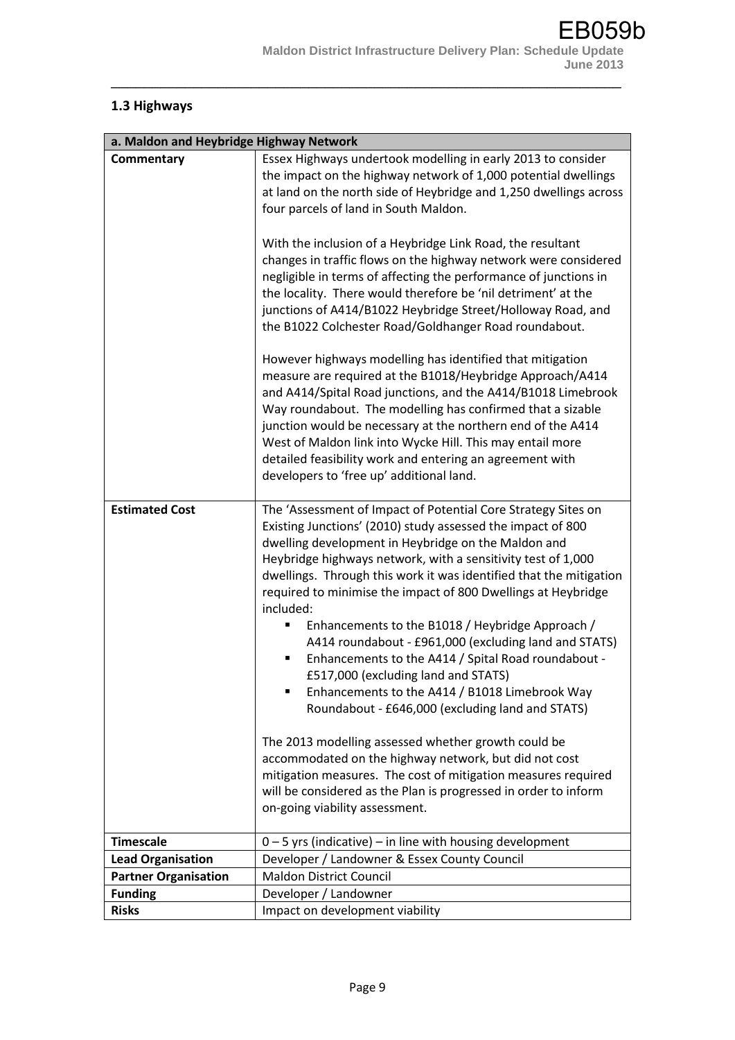## 1.3 Highways

| a. Maldon and Heybridge Highway Network | |
|---|---|
| **Commentary** | Essex Highways undertook modelling in early 2013 to consider the impact on the highway network of 1,000 potential dwellings at land on the north side of Heybridge and 1,250 dwellings across four parcels of land in South Maldon.<br><br>With the inclusion of a Heybridge Link Road, the resultant changes in traffic flows on the highway network were considered negligible in terms of affecting the performance of junctions in the locality. There would therefore be 'nil detriment' at the junctions of A414/B1022 Heybridge Street/Holloway Road, and the B1022 Colchester Road/Goldhanger Road roundabout.<br><br>However highways modelling has identified that mitigation measure are required at the B1018/Heybridge Approach/A414 and A414/Spital Road junctions, and the A414/B1018 Limebrook Way roundabout. The modelling has confirmed that a sizable junction would be necessary at the northern end of the A414 West of Maldon link into Wycke Hill. This may entail more detailed feasibility work and entering an agreement with developers to 'free up' additional land. |
| **Estimated Cost** | The 'Assessment of Impact of Potential Core Strategy Sites on Existing Junctions' (2010) study assessed the impact of 800 dwelling development in Heybridge on the Maldon and Heybridge highways network, with a sensitivity test of 1,000 dwellings. Through this work it was identified that the mitigation required to minimise the impact of 800 Dwellings at Heybridge included:<br>▪ Enhancements to the B1018 / Heybridge Approach / A414 roundabout - £961,000 (excluding land and STATS)<br>▪ Enhancements to the A414 / Spital Road roundabout - £517,000 (excluding land and STATS)<br>▪ Enhancements to the A414 / B1018 Limebrook Way Roundabout - £646,000 (excluding land and STATS)<br><br>The 2013 modelling assessed whether growth could be accommodated on the highway network, but did not cost mitigation measures. The cost of mitigation measures required will be considered as the Plan is progressed in order to inform on-going viability assessment. |
| **Timescale** | 0 – 5 yrs (indicative) – in line with housing development |
| **Lead Organisation** | Developer / Landowner & Essex County Council |
| **Partner Organisation** | Maldon District Council |
| **Funding** | Developer / Landowner |
| **Risks** | Impact on development viability |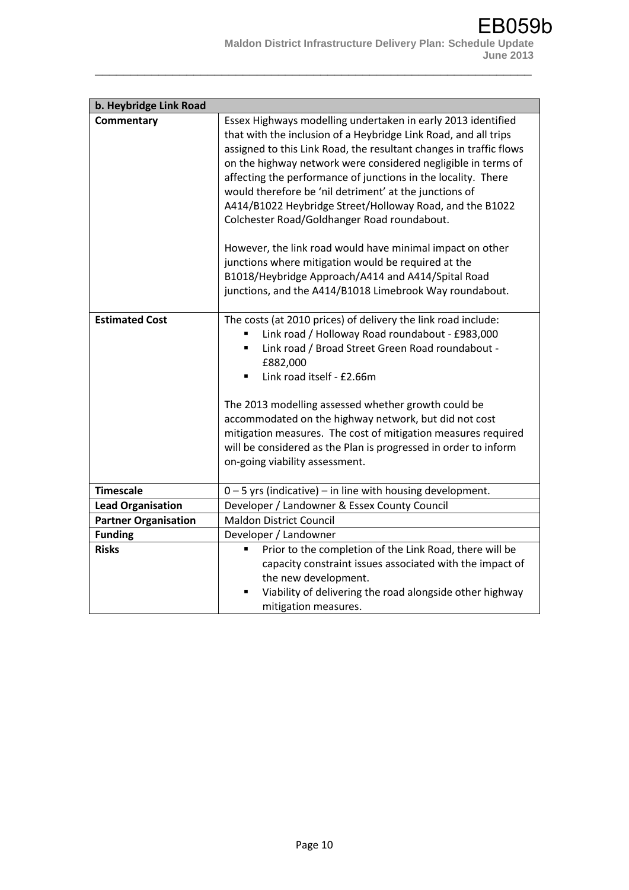| b. Heybridge Link Road | |
|---|---|
| **Commentary** | Essex Highways modelling undertaken in early 2013 identified that with the inclusion of a Heybridge Link Road, and all trips assigned to this Link Road, the resultant changes in traffic flows on the highway network were considered negligible in terms of affecting the performance of junctions in the locality. There would therefore be 'nil detriment' at the junctions of A414/B1022 Heybridge Street/Holloway Road, and the B1022 Colchester Road/Goldhanger Road roundabout.<br><br>However, the link road would have minimal impact on other junctions where mitigation would be required at the B1018/Heybridge Approach/A414 and A414/Spital Road junctions, and the A414/B1018 Limebrook Way roundabout. |
| **Estimated Cost** | The costs (at 2010 prices) of delivery the link road include:<br>▪ Link road / Holloway Road roundabout - £983,000<br>▪ Link road / Broad Street Green Road roundabout - £882,000<br>▪ Link road itself - £2.66m<br><br>The 2013 modelling assessed whether growth could be accommodated on the highway network, but did not cost mitigation measures. The cost of mitigation measures required will be considered as the Plan is progressed in order to inform on-going viability assessment. |
| **Timescale** | 0 – 5 yrs (indicative) – in line with housing development. |
| **Lead Organisation** | Developer / Landowner & Essex County Council |
| **Partner Organisation** | Maldon District Council |
| **Funding** | Developer / Landowner |
| **Risks** | ▪ Prior to the completion of the Link Road, there will be capacity constraint issues associated with the impact of the new development.<br>▪ Viability of delivering the road alongside other highway mitigation measures. |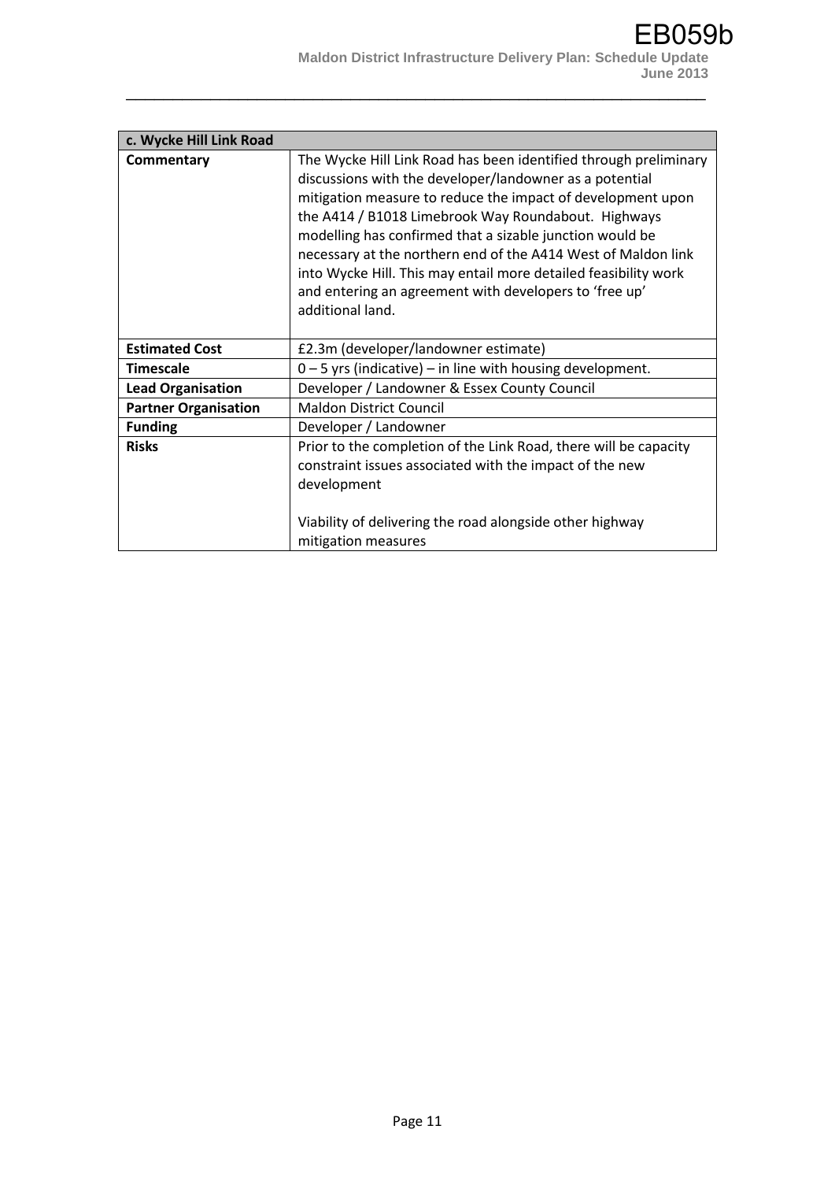| c. Wycke Hill Link Road | |
|---|---|
| **Commentary** | The Wycke Hill Link Road has been identified through preliminary discussions with the developer/landowner as a potential mitigation measure to reduce the impact of development upon the A414 / B1018 Limebrook Way Roundabout. Highways modelling has confirmed that a sizable junction would be necessary at the northern end of the A414 West of Maldon link into Wycke Hill. This may entail more detailed feasibility work and entering an agreement with developers to 'free up' additional land. |
| **Estimated Cost** | £2.3m (developer/landowner estimate) |
| **Timescale** | 0 – 5 yrs (indicative) – in line with housing development. |
| **Lead Organisation** | Developer / Landowner & Essex County Council |
| **Partner Organisation** | Maldon District Council |
| **Funding** | Developer / Landowner |
| **Risks** | Prior to the completion of the Link Road, there will be capacity constraint issues associated with the impact of the new development<br><br>Viability of delivering the road alongside other highway mitigation measures |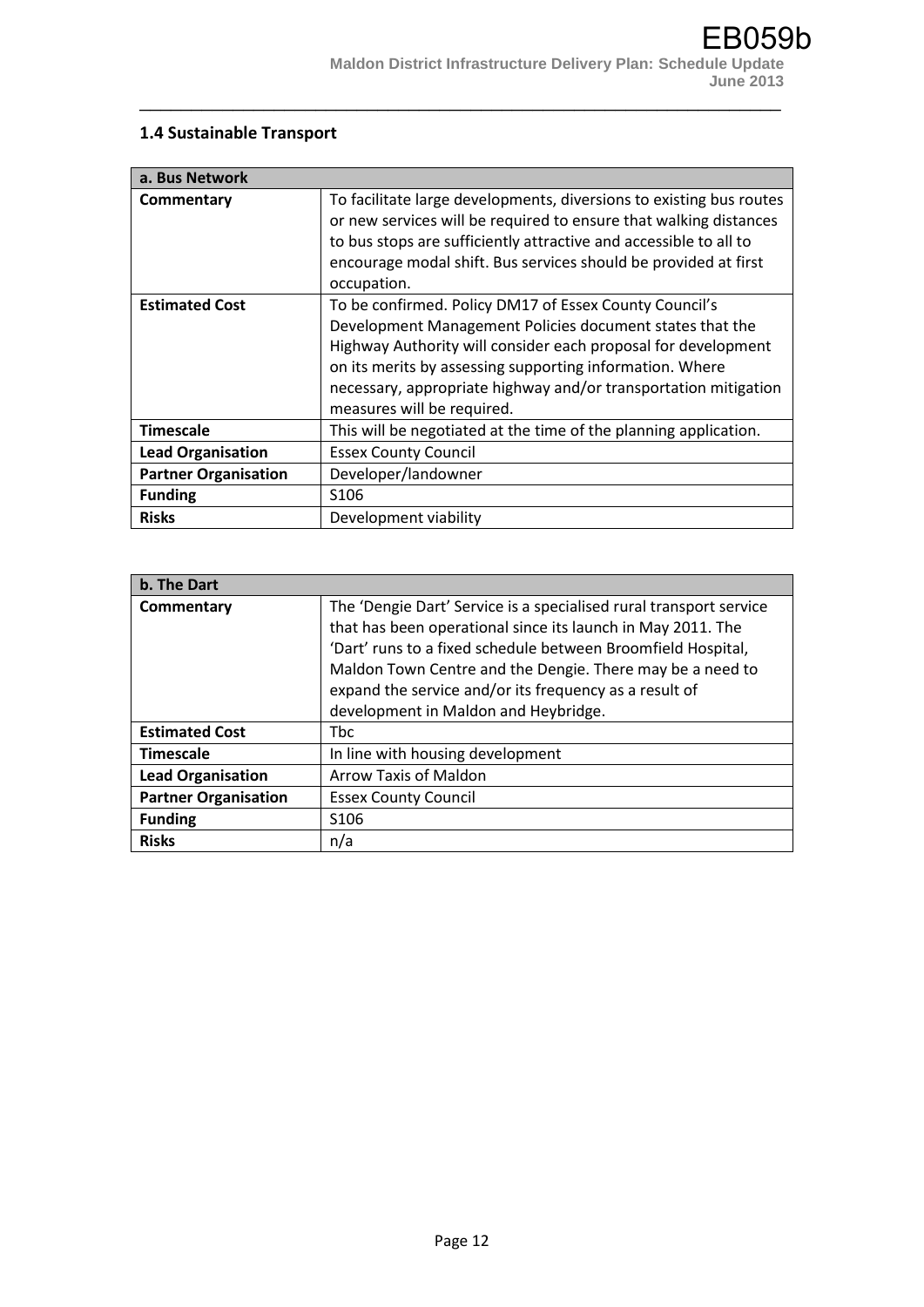### 1.4 Sustainable Transport

| a. Bus Network | |
|---|---|
| **Commentary** | To facilitate large developments, diversions to existing bus routes or new services will be required to ensure that walking distances to bus stops are sufficiently attractive and accessible to all to encourage modal shift. Bus services should be provided at first occupation. |
| **Estimated Cost** | To be confirmed. Policy DM17 of Essex County Council's Development Management Policies document states that the Highway Authority will consider each proposal for development on its merits by assessing supporting information. Where necessary, appropriate highway and/or transportation mitigation measures will be required. |
| **Timescale** | This will be negotiated at the time of the planning application. |
| **Lead Organisation** | Essex County Council |
| **Partner Organisation** | Developer/landowner |
| **Funding** | S106 |
| **Risks** | Development viability |

| b. The Dart | |
|---|---|
| **Commentary** | The 'Dengie Dart' Service is a specialised rural transport service that has been operational since its launch in May 2011. The 'Dart' runs to a fixed schedule between Broomfield Hospital, Maldon Town Centre and the Dengie. There may be a need to expand the service and/or its frequency as a result of development in Maldon and Heybridge. |
| **Estimated Cost** | Tbc |
| **Timescale** | In line with housing development |
| **Lead Organisation** | Arrow Taxis of Maldon |
| **Partner Organisation** | Essex County Council |
| **Funding** | S106 |
| **Risks** | n/a |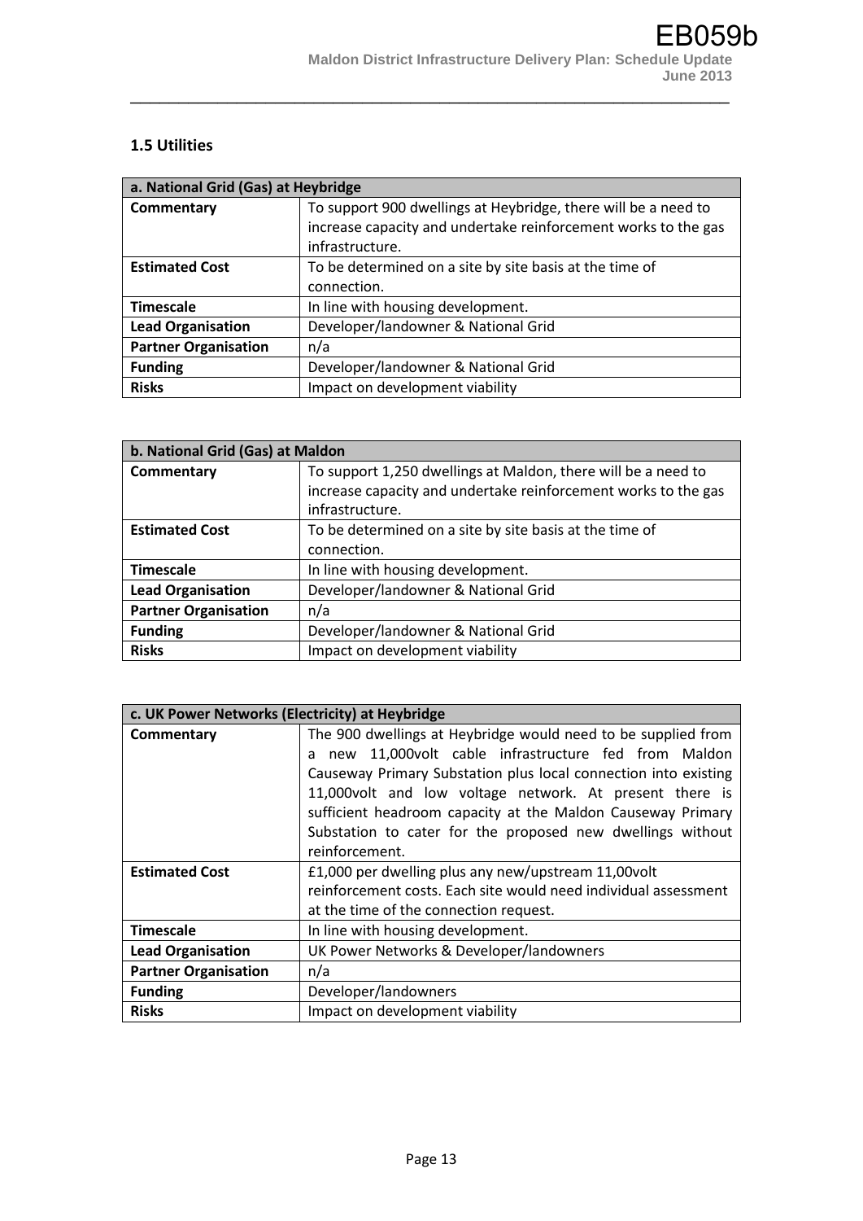### 1.5 Utilities

| a. National Grid (Gas) at Heybridge | |
|---|---|
| **Commentary** | To support 900 dwellings at Heybridge, there will be a need to increase capacity and undertake reinforcement works to the gas infrastructure. |
| **Estimated Cost** | To be determined on a site by site basis at the time of connection. |
| **Timescale** | In line with housing development. |
| **Lead Organisation** | Developer/landowner & National Grid |
| **Partner Organisation** | n/a |
| **Funding** | Developer/landowner & National Grid |
| **Risks** | Impact on development viability |

| b. National Grid (Gas) at Maldon | |
|---|---|
| **Commentary** | To support 1,250 dwellings at Maldon, there will be a need to increase capacity and undertake reinforcement works to the gas infrastructure. |
| **Estimated Cost** | To be determined on a site by site basis at the time of connection. |
| **Timescale** | In line with housing development. |
| **Lead Organisation** | Developer/landowner & National Grid |
| **Partner Organisation** | n/a |
| **Funding** | Developer/landowner & National Grid |
| **Risks** | Impact on development viability |

| c. UK Power Networks (Electricity) at Heybridge | |
|---|---|
| **Commentary** | The 900 dwellings at Heybridge would need to be supplied from a new 11,000volt cable infrastructure fed from Maldon Causeway Primary Substation plus local connection into existing 11,000volt and low voltage network. At present there is sufficient headroom capacity at the Maldon Causeway Primary Substation to cater for the proposed new dwellings without reinforcement. |
| **Estimated Cost** | £1,000 per dwelling plus any new/upstream 11,00volt reinforcement costs. Each site would need individual assessment at the time of the connection request. |
| **Timescale** | In line with housing development. |
| **Lead Organisation** | UK Power Networks & Developer/landowners |
| **Partner Organisation** | n/a |
| **Funding** | Developer/landowners |
| **Risks** | Impact on development viability |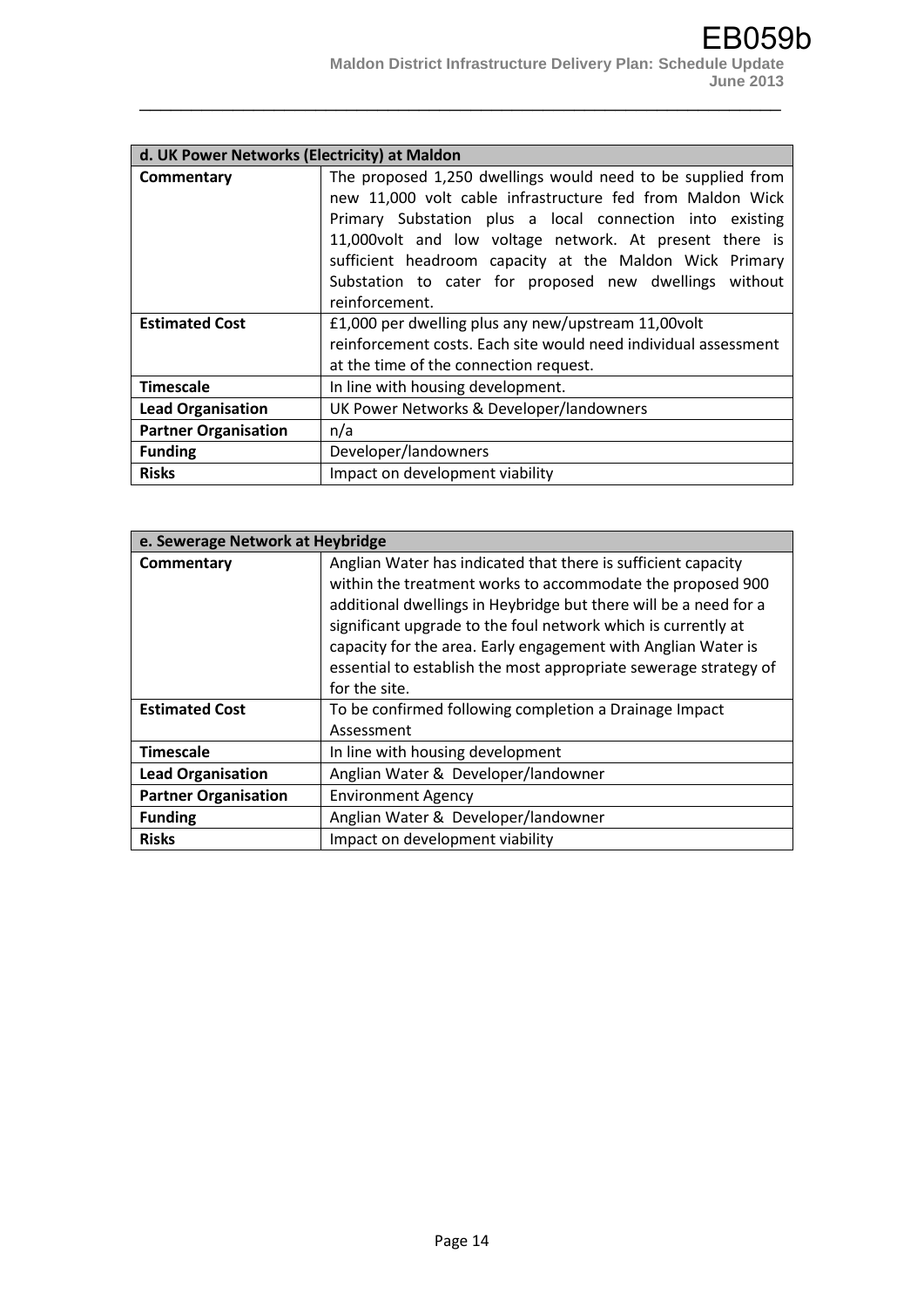| d. UK Power Networks (Electricity) at Maldon | |
|---|---|
| **Commentary** | The proposed 1,250 dwellings would need to be supplied from new 11,000 volt cable infrastructure fed from Maldon Wick Primary Substation plus a local connection into existing 11,000volt and low voltage network. At present there is sufficient headroom capacity at the Maldon Wick Primary Substation to cater for proposed new dwellings without reinforcement. |
| **Estimated Cost** | £1,000 per dwelling plus any new/upstream 11,00volt reinforcement costs. Each site would need individual assessment at the time of the connection request. |
| **Timescale** | In line with housing development. |
| **Lead Organisation** | UK Power Networks & Developer/landowners |
| **Partner Organisation** | n/a |
| **Funding** | Developer/landowners |
| **Risks** | Impact on development viability |

| e. Sewerage Network at Heybridge | |
|---|---|
| **Commentary** | Anglian Water has indicated that there is sufficient capacity within the treatment works to accommodate the proposed 900 additional dwellings in Heybridge but there will be a need for a significant upgrade to the foul network which is currently at capacity for the area. Early engagement with Anglian Water is essential to establish the most appropriate sewerage strategy of for the site. |
| **Estimated Cost** | To be confirmed following completion a Drainage Impact Assessment |
| **Timescale** | In line with housing development |
| **Lead Organisation** | Anglian Water & Developer/landowner |
| **Partner Organisation** | Environment Agency |
| **Funding** | Anglian Water & Developer/landowner |
| **Risks** | Impact on development viability |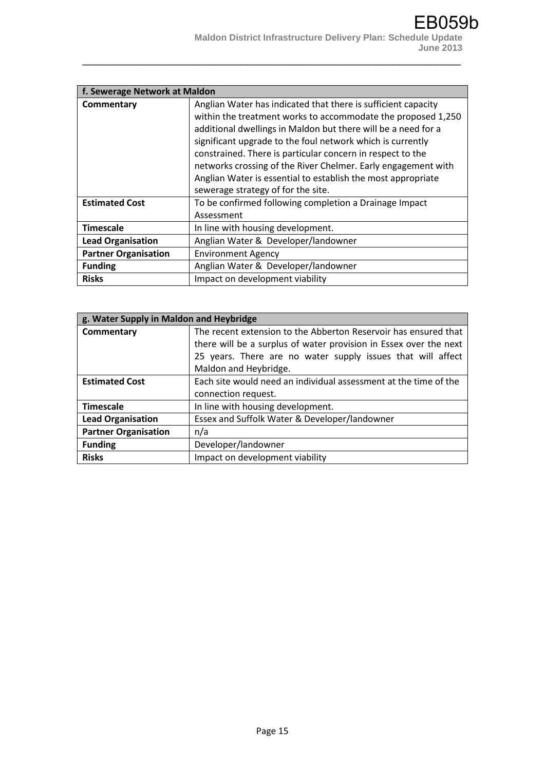| f. Sewerage Network at Maldon | |
|---|---|
| **Commentary** | Anglian Water has indicated that there is sufficient capacity within the treatment works to accommodate the proposed 1,250 additional dwellings in Maldon but there will be a need for a significant upgrade to the foul network which is currently constrained. There is particular concern in respect to the networks crossing of the River Chelmer. Early engagement with Anglian Water is essential to establish the most appropriate sewerage strategy of for the site. |
| **Estimated Cost** | To be confirmed following completion a Drainage Impact Assessment |
| **Timescale** | In line with housing development. |
| **Lead Organisation** | Anglian Water & Developer/landowner |
| **Partner Organisation** | Environment Agency |
| **Funding** | Anglian Water & Developer/landowner |
| **Risks** | Impact on development viability |

| g. Water Supply in Maldon and Heybridge | |
|---|---|
| **Commentary** | The recent extension to the Abberton Reservoir has ensured that there will be a surplus of water provision in Essex over the next 25 years. There are no water supply issues that will affect Maldon and Heybridge. |
| **Estimated Cost** | Each site would need an individual assessment at the time of the connection request. |
| **Timescale** | In line with housing development. |
| **Lead Organisation** | Essex and Suffolk Water & Developer/landowner |
| **Partner Organisation** | n/a |
| **Funding** | Developer/landowner |
| **Risks** | Impact on development viability |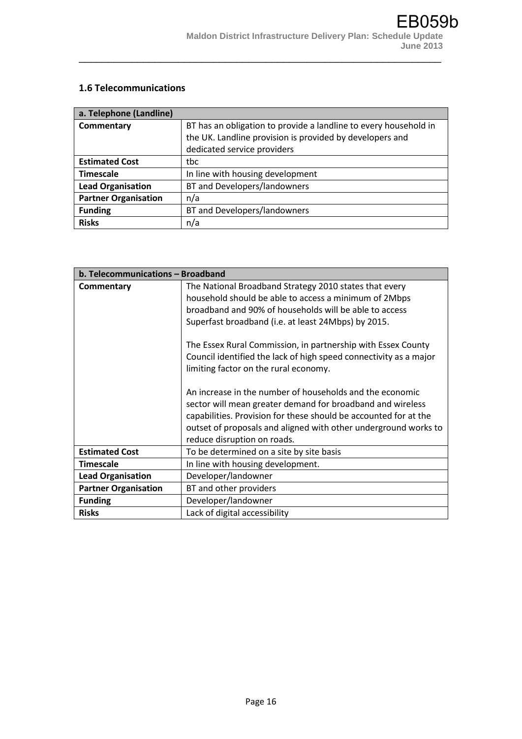### 1.6 Telecommunications

| a. Telephone (Landline) | |
|---|---|
| **Commentary** | BT has an obligation to provide a landline to every household in the UK. Landline provision is provided by developers and dedicated service providers |
| **Estimated Cost** | tbc |
| **Timescale** | In line with housing development |
| **Lead Organisation** | BT and Developers/landowners |
| **Partner Organisation** | n/a |
| **Funding** | BT and Developers/landowners |
| **Risks** | n/a |

| b. Telecommunications – Broadband | |
|---|---|
| **Commentary** | The National Broadband Strategy 2010 states that every household should be able to access a minimum of 2Mbps broadband and 90% of households will be able to access Superfast broadband (i.e. at least 24Mbps) by 2015.<br><br>The Essex Rural Commission, in partnership with Essex County Council identified the lack of high speed connectivity as a major limiting factor on the rural economy.<br><br>An increase in the number of households and the economic sector will mean greater demand for broadband and wireless capabilities. Provision for these should be accounted for at the outset of proposals and aligned with other underground works to reduce disruption on roads. |
| **Estimated Cost** | To be determined on a site by site basis |
| **Timescale** | In line with housing development. |
| **Lead Organisation** | Developer/landowner |
| **Partner Organisation** | BT and other providers |
| **Funding** | Developer/landowner |
| **Risks** | Lack of digital accessibility |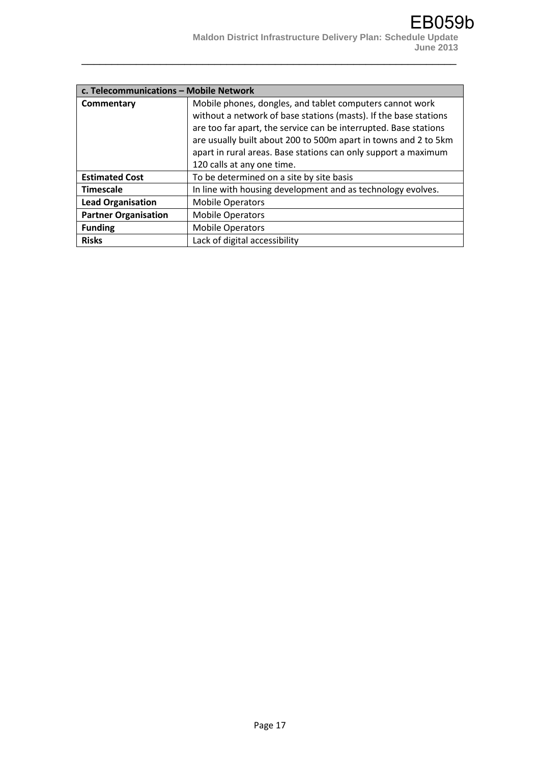| c. Telecommunications – Mobile Network | |
| --- | --- |
| **Commentary** | Mobile phones, dongles, and tablet computers cannot work without a network of base stations (masts). If the base stations are too far apart, the service can be interrupted. Base stations are usually built about 200 to 500m apart in towns and 2 to 5km apart in rural areas. Base stations can only support a maximum 120 calls at any one time. |
| **Estimated Cost** | To be determined on a site by site basis |
| **Timescale** | In line with housing development and as technology evolves. |
| **Lead Organisation** | Mobile Operators |
| **Partner Organisation** | Mobile Operators |
| **Funding** | Mobile Operators |
| **Risks** | Lack of digital accessibility |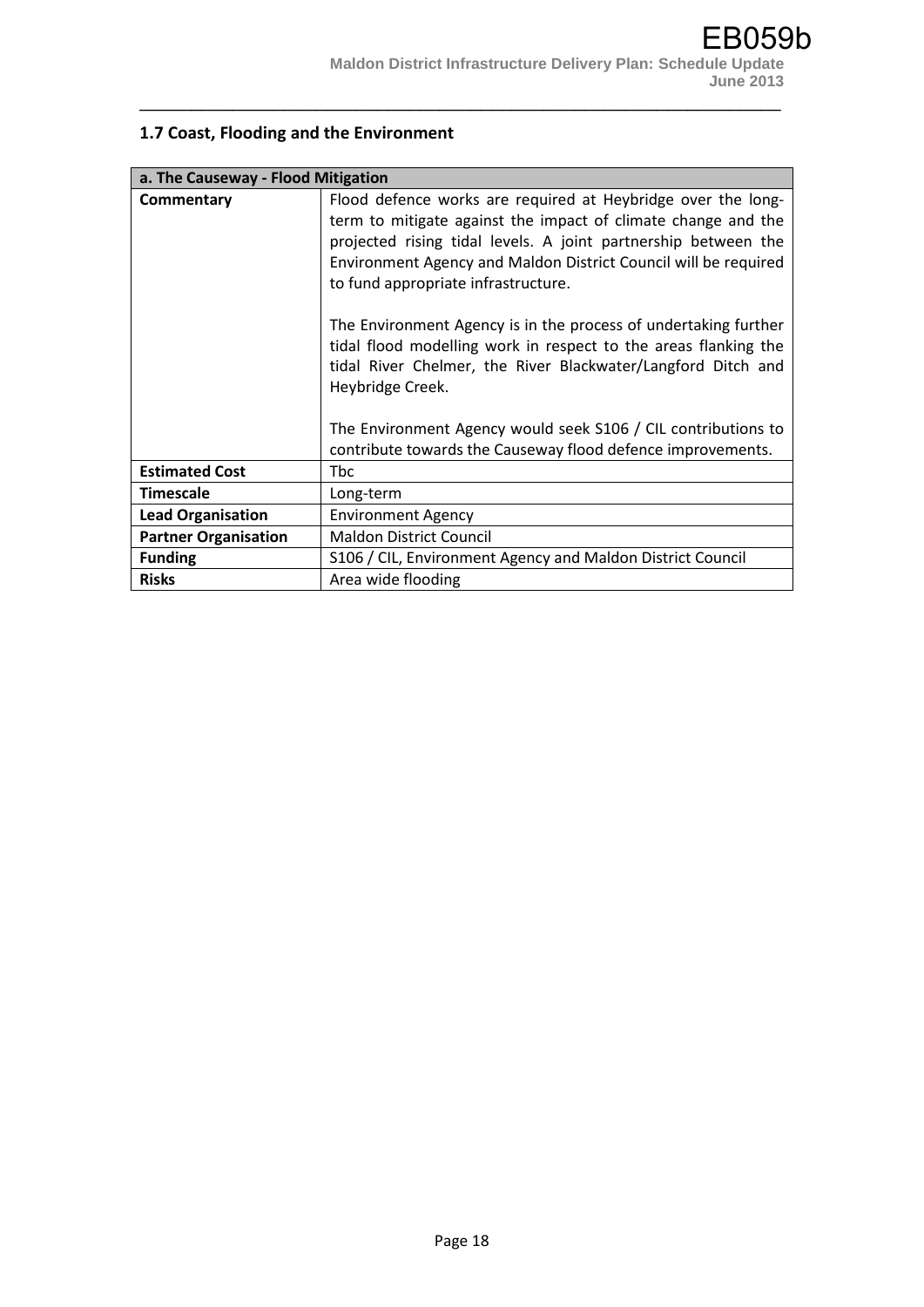## 1.7 Coast, Flooding and the Environment

| a. The Causeway - Flood Mitigation | |
|---|---|
| **Commentary** | Flood defence works are required at Heybridge over the long-term to mitigate against the impact of climate change and the projected rising tidal levels. A joint partnership between the Environment Agency and Maldon District Council will be required to fund appropriate infrastructure.<br><br>The Environment Agency is in the process of undertaking further tidal flood modelling work in respect to the areas flanking the tidal River Chelmer, the River Blackwater/Langford Ditch and Heybridge Creek.<br><br>The Environment Agency would seek S106 / CIL contributions to contribute towards the Causeway flood defence improvements. |
| **Estimated Cost** | Tbc |
| **Timescale** | Long-term |
| **Lead Organisation** | Environment Agency |
| **Partner Organisation** | Maldon District Council |
| **Funding** | S106 / CIL, Environment Agency and Maldon District Council |
| **Risks** | Area wide flooding |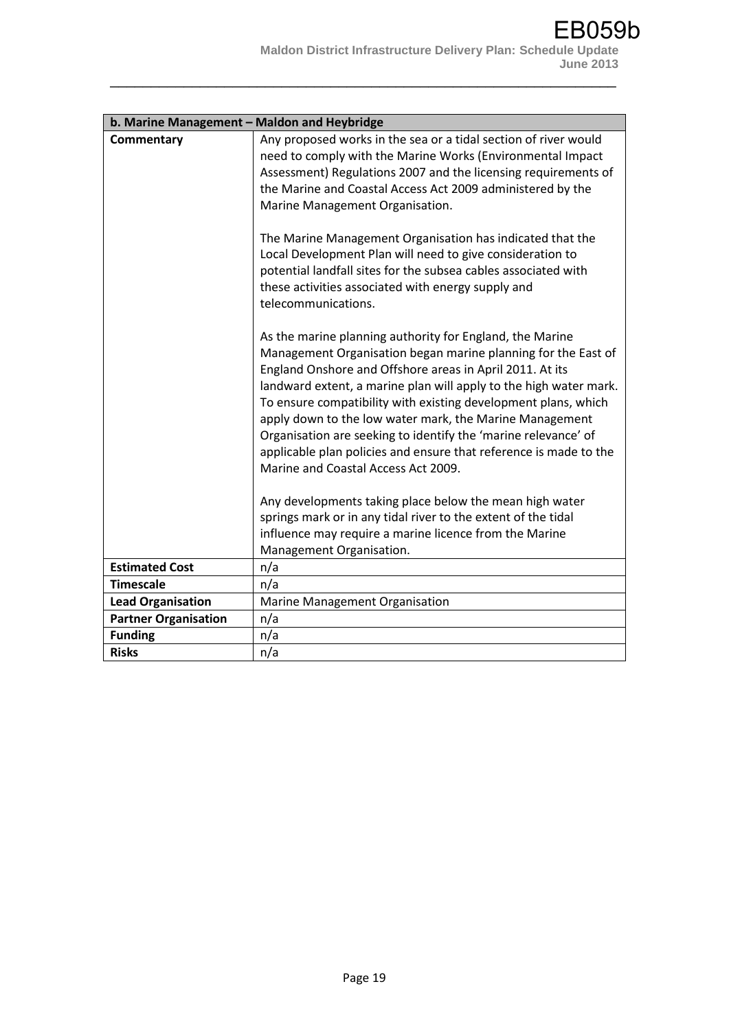| b. Marine Management – Maldon and Heybridge | |
|---|---|
| **Commentary** | Any proposed works in the sea or a tidal section of river would need to comply with the Marine Works (Environmental Impact Assessment) Regulations 2007 and the licensing requirements of the Marine and Coastal Access Act 2009 administered by the Marine Management Organisation.<br><br>The Marine Management Organisation has indicated that the Local Development Plan will need to give consideration to potential landfall sites for the subsea cables associated with these activities associated with energy supply and telecommunications.<br><br>As the marine planning authority for England, the Marine Management Organisation began marine planning for the East of England Onshore and Offshore areas in April 2011. At its landward extent, a marine plan will apply to the high water mark. To ensure compatibility with existing development plans, which apply down to the low water mark, the Marine Management Organisation are seeking to identify the 'marine relevance' of applicable plan policies and ensure that reference is made to the Marine and Coastal Access Act 2009.<br><br>Any developments taking place below the mean high water springs mark or in any tidal river to the extent of the tidal influence may require a marine licence from the Marine Management Organisation. |
| **Estimated Cost** | n/a |
| **Timescale** | n/a |
| **Lead Organisation** | Marine Management Organisation |
| **Partner Organisation** | n/a |
| **Funding** | n/a |
| **Risks** | n/a |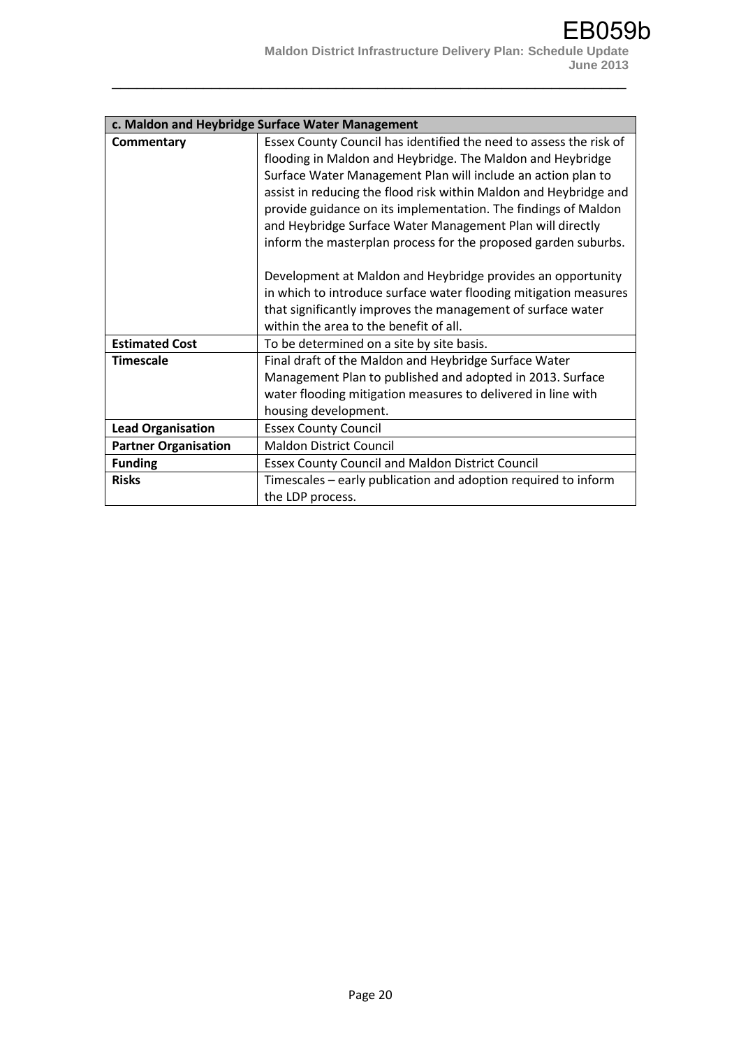| c. Maldon and Heybridge Surface Water Management | |
|---|---|
| **Commentary** | Essex County Council has identified the need to assess the risk of flooding in Maldon and Heybridge. The Maldon and Heybridge Surface Water Management Plan will include an action plan to assist in reducing the flood risk within Maldon and Heybridge and provide guidance on its implementation. The findings of Maldon and Heybridge Surface Water Management Plan will directly inform the masterplan process for the proposed garden suburbs.<br><br>Development at Maldon and Heybridge provides an opportunity in which to introduce surface water flooding mitigation measures that significantly improves the management of surface water within the area to the benefit of all. |
| **Estimated Cost** | To be determined on a site by site basis. |
| **Timescale** | Final draft of the Maldon and Heybridge Surface Water Management Plan to published and adopted in 2013. Surface water flooding mitigation measures to delivered in line with housing development. |
| **Lead Organisation** | Essex County Council |
| **Partner Organisation** | Maldon District Council |
| **Funding** | Essex County Council and Maldon District Council |
| **Risks** | Timescales – early publication and adoption required to inform the LDP process. |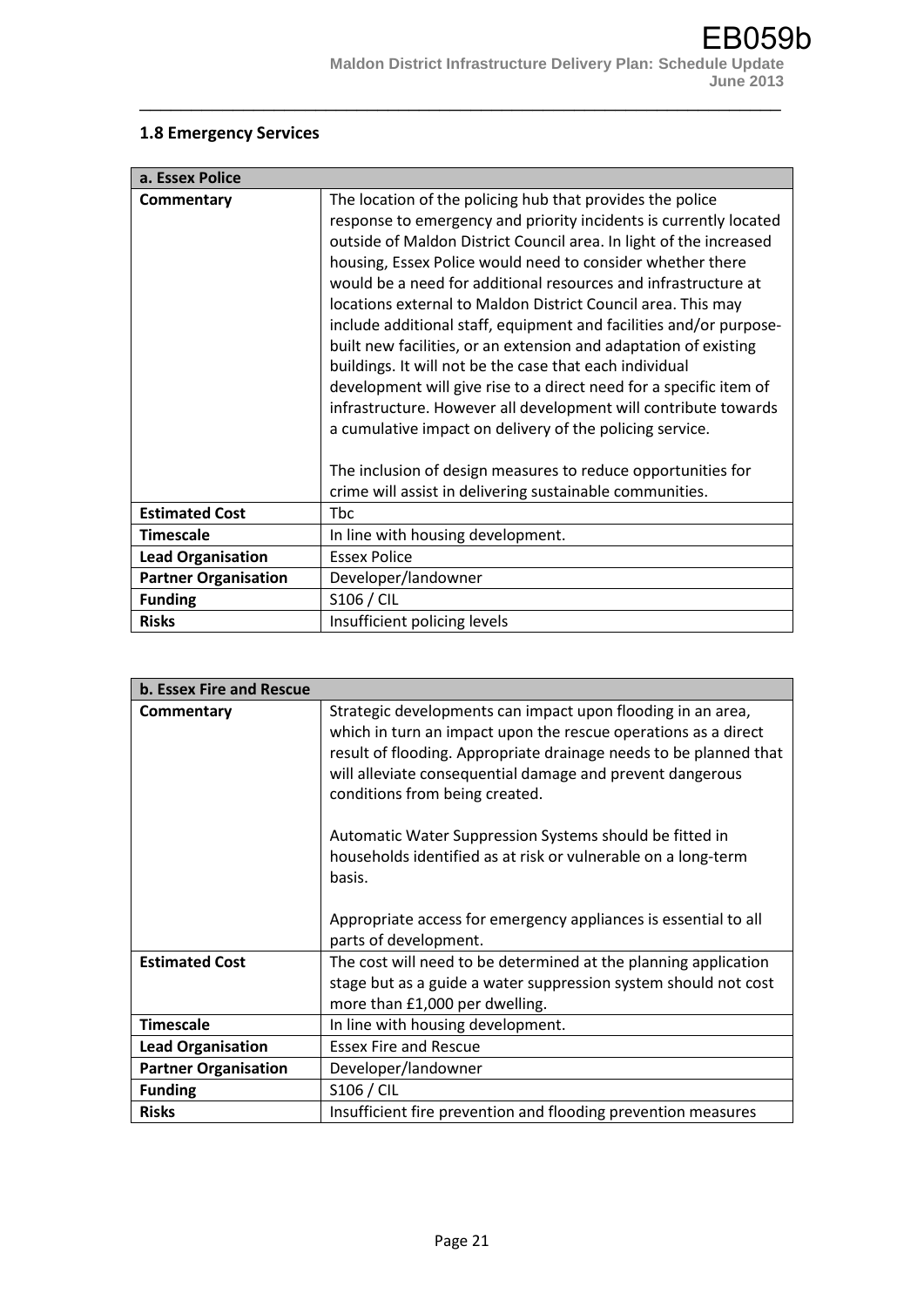## 1.8 Emergency Services

| a. Essex Police | |
|---|---|
| **Commentary** | The location of the policing hub that provides the police response to emergency and priority incidents is currently located outside of Maldon District Council area. In light of the increased housing, Essex Police would need to consider whether there would be a need for additional resources and infrastructure at locations external to Maldon District Council area. This may include additional staff, equipment and facilities and/or purpose-built new facilities, or an extension and adaptation of existing buildings. It will not be the case that each individual development will give rise to a direct need for a specific item of infrastructure. However all development will contribute towards a cumulative impact on delivery of the policing service.<br><br>The inclusion of design measures to reduce opportunities for crime will assist in delivering sustainable communities. |
| **Estimated Cost** | Tbc |
| **Timescale** | In line with housing development. |
| **Lead Organisation** | Essex Police |
| **Partner Organisation** | Developer/landowner |
| **Funding** | S106 / CIL |
| **Risks** | Insufficient policing levels |

| b. Essex Fire and Rescue | |
|---|---|
| **Commentary** | Strategic developments can impact upon flooding in an area, which in turn an impact upon the rescue operations as a direct result of flooding. Appropriate drainage needs to be planned that will alleviate consequential damage and prevent dangerous conditions from being created.<br><br>Automatic Water Suppression Systems should be fitted in households identified as at risk or vulnerable on a long-term basis.<br><br>Appropriate access for emergency appliances is essential to all parts of development. |
| **Estimated Cost** | The cost will need to be determined at the planning application stage but as a guide a water suppression system should not cost more than £1,000 per dwelling. |
| **Timescale** | In line with housing development. |
| **Lead Organisation** | Essex Fire and Rescue |
| **Partner Organisation** | Developer/landowner |
| **Funding** | S106 / CIL |
| **Risks** | Insufficient fire prevention and flooding prevention measures |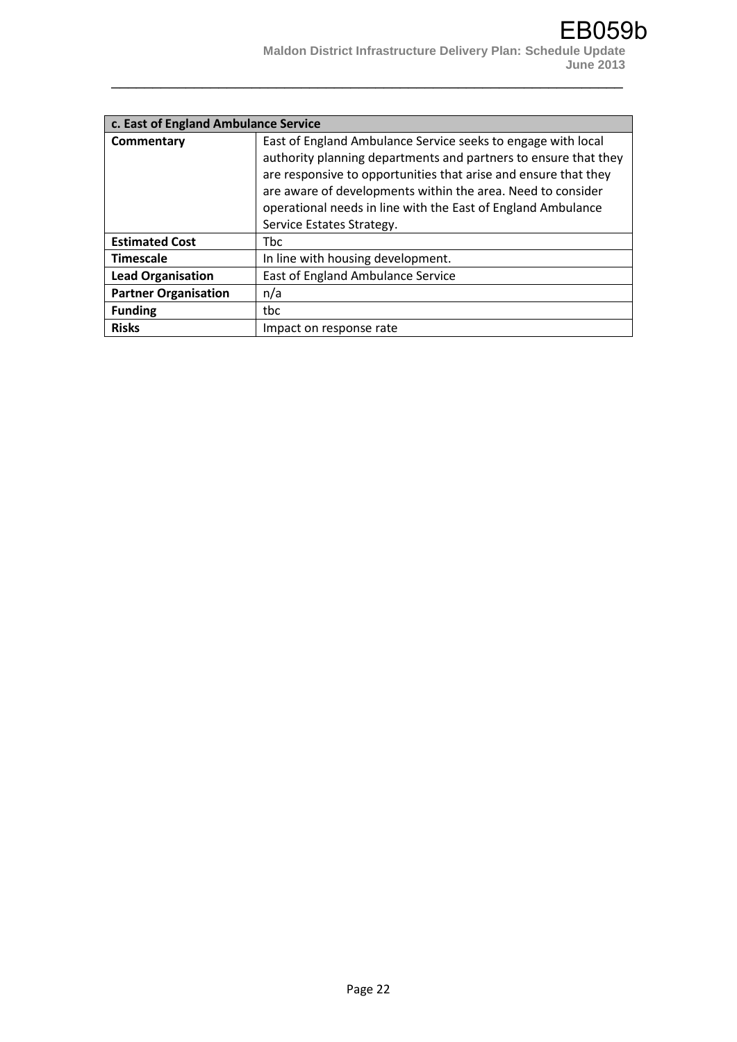| c. East of England Ambulance Service | |
|---|---|
| **Commentary** | East of England Ambulance Service seeks to engage with local authority planning departments and partners to ensure that they are responsive to opportunities that arise and ensure that they are aware of developments within the area. Need to consider operational needs in line with the East of England Ambulance Service Estates Strategy. |
| **Estimated Cost** | Tbc |
| **Timescale** | In line with housing development. |
| **Lead Organisation** | East of England Ambulance Service |
| **Partner Organisation** | n/a |
| **Funding** | tbc |
| **Risks** | Impact on response rate |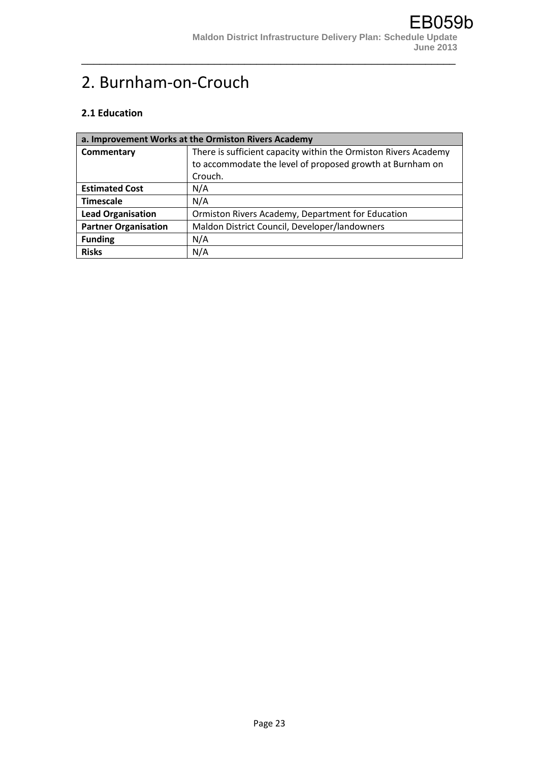# 2. Burnham-on-Crouch

### 2.1 Education

| a. Improvement Works at the Ormiston Rivers Academy | |
|---|---|
| **Commentary** | There is sufficient capacity within the Ormiston Rivers Academy to accommodate the level of proposed growth at Burnham on Crouch. |
| **Estimated Cost** | N/A |
| **Timescale** | N/A |
| **Lead Organisation** | Ormiston Rivers Academy, Department for Education |
| **Partner Organisation** | Maldon District Council, Developer/landowners |
| **Funding** | N/A |
| **Risks** | N/A |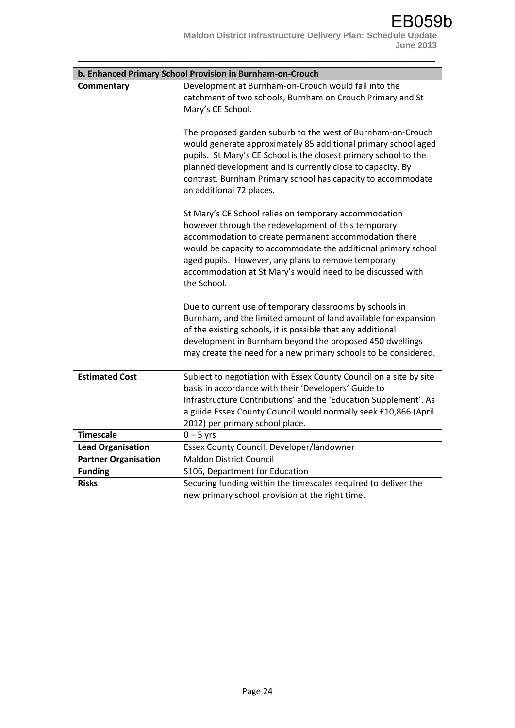| b. Enhanced Primary School Provision in Burnham-on-Crouch | |
|---|---|
| **Commentary** | Development at Burnham-on-Crouch would fall into the catchment of two schools, Burnham on Crouch Primary and St Mary's CE School.<br><br>The proposed garden suburb to the west of Burnham-on-Crouch would generate approximately 85 additional primary school aged pupils. St Mary's CE School is the closest primary school to the planned development and is currently close to capacity. By contrast, Burnham Primary school has capacity to accommodate an additional 72 places.<br><br>St Mary's CE School relies on temporary accommodation however through the redevelopment of this temporary accommodation to create permanent accommodation there would be capacity to accommodate the additional primary school aged pupils. However, any plans to remove temporary accommodation at St Mary's would need to be discussed with the School.<br><br>Due to current use of temporary classrooms by schools in Burnham, and the limited amount of land available for expansion of the existing schools, it is possible that any additional development in Burnham beyond the proposed 450 dwellings may create the need for a new primary schools to be considered. |
| **Estimated Cost** | Subject to negotiation with Essex County Council on a site by site basis in accordance with their 'Developers' Guide to Infrastructure Contributions' and the 'Education Supplement'. As a guide Essex County Council would normally seek £10,866 (April 2012) per primary school place. |
| **Timescale** | 0 – 5 yrs |
| **Lead Organisation** | Essex County Council, Developer/landowner |
| **Partner Organisation** | Maldon District Council |
| **Funding** | S106, Department for Education |
| **Risks** | Securing funding within the timescales required to deliver the new primary school provision at the right time. |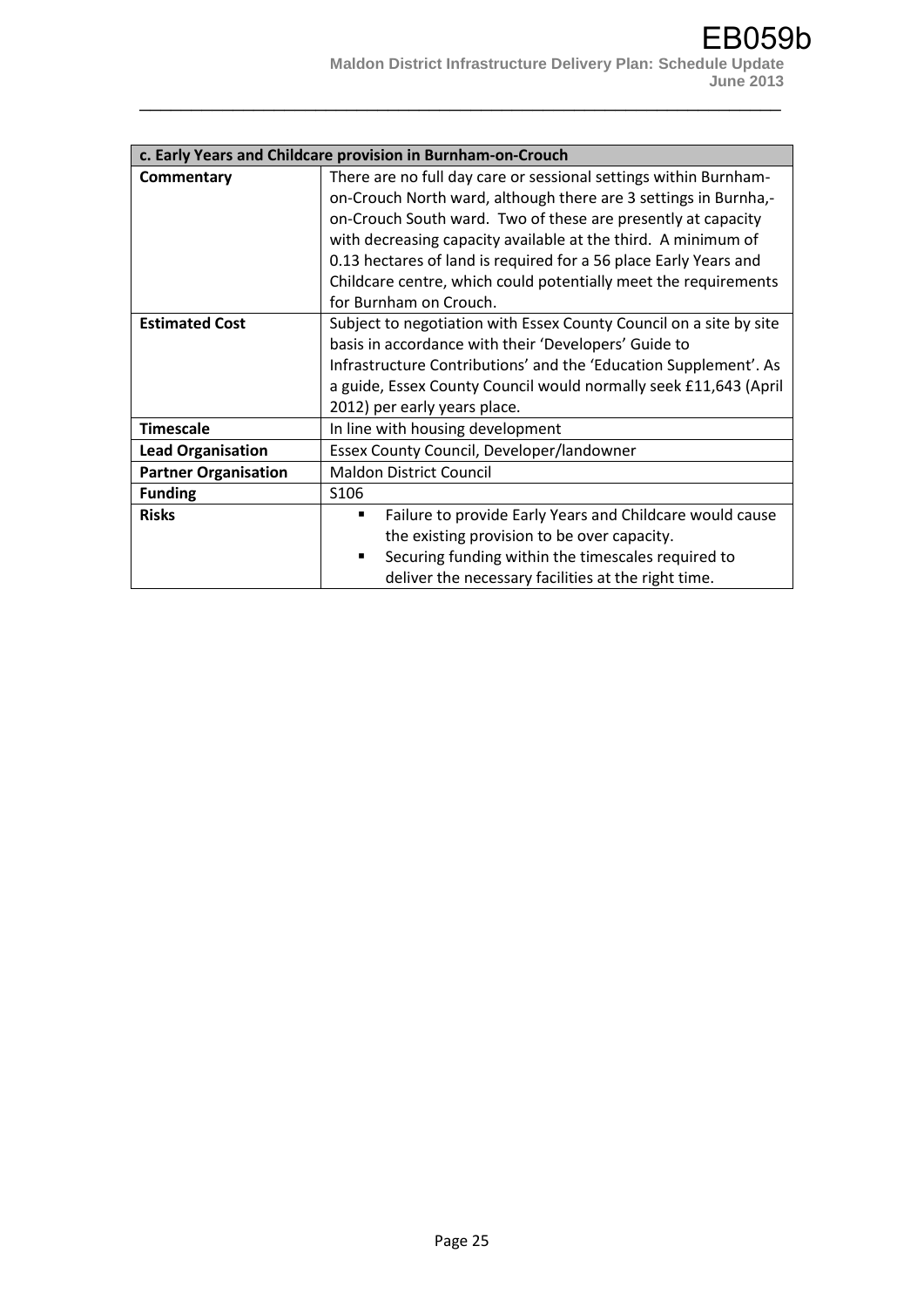| c. Early Years and Childcare provision in Burnham-on-Crouch | |
|---|---|
| **Commentary** | There are no full day care or sessional settings within Burnham-on-Crouch North ward, although there are 3 settings in Burnha,-on-Crouch South ward. Two of these are presently at capacity with decreasing capacity available at the third. A minimum of 0.13 hectares of land is required for a 56 place Early Years and Childcare centre, which could potentially meet the requirements for Burnham on Crouch. |
| **Estimated Cost** | Subject to negotiation with Essex County Council on a site by site basis in accordance with their 'Developers' Guide to Infrastructure Contributions' and the 'Education Supplement'. As a guide, Essex County Council would normally seek £11,643 (April 2012) per early years place. |
| **Timescale** | In line with housing development |
| **Lead Organisation** | Essex County Council, Developer/landowner |
| **Partner Organisation** | Maldon District Council |
| **Funding** | S106 |
| **Risks** | ▪ Failure to provide Early Years and Childcare would cause the existing provision to be over capacity.<br>▪ Securing funding within the timescales required to deliver the necessary facilities at the right time. |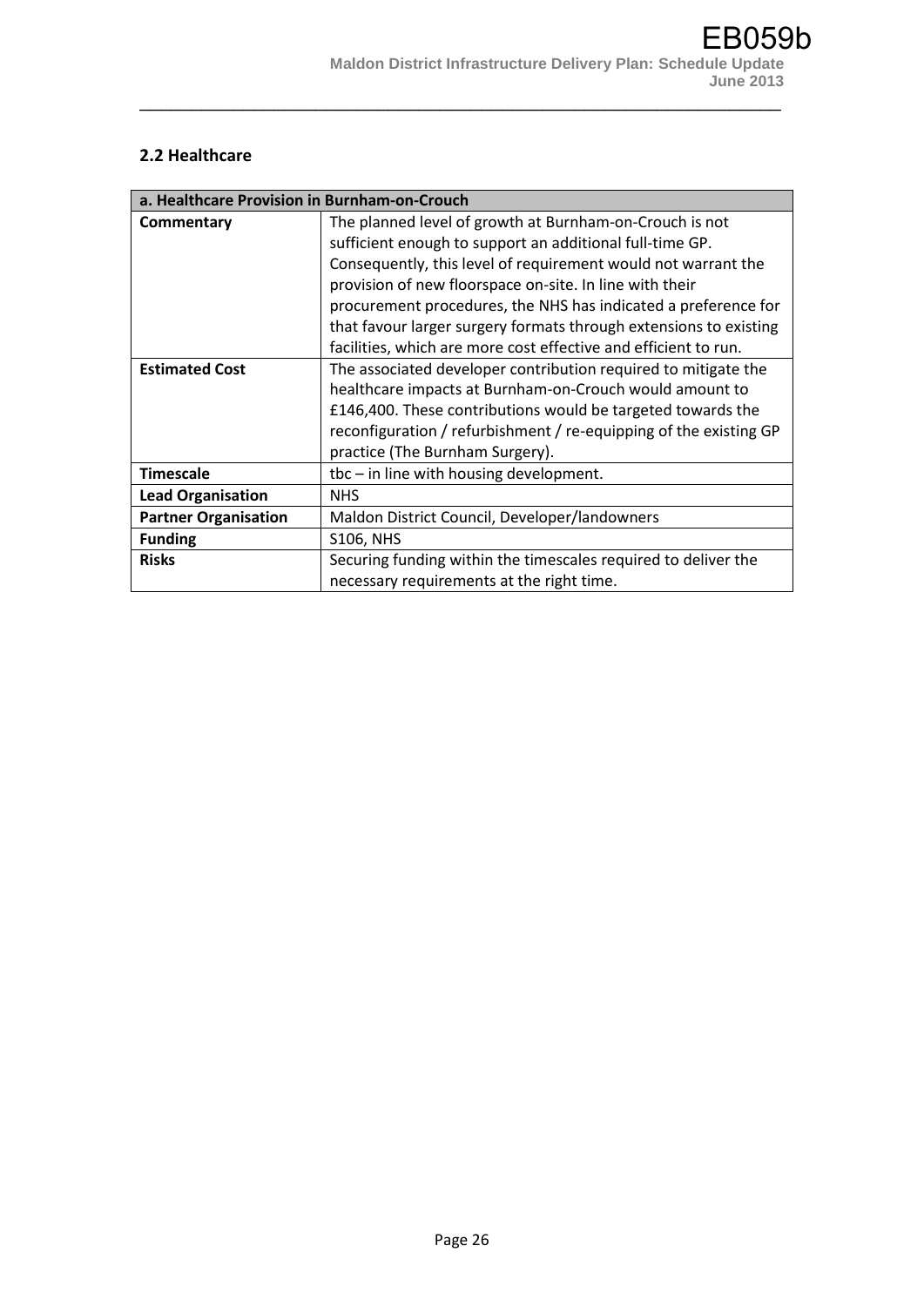## 2.2 Healthcare

| a. Healthcare Provision in Burnham-on-Crouch | |
|---|---|
| **Commentary** | The planned level of growth at Burnham-on-Crouch is not sufficient enough to support an additional full-time GP. Consequently, this level of requirement would not warrant the provision of new floorspace on-site. In line with their procurement procedures, the NHS has indicated a preference for that favour larger surgery formats through extensions to existing facilities, which are more cost effective and efficient to run. |
| **Estimated Cost** | The associated developer contribution required to mitigate the healthcare impacts at Burnham-on-Crouch would amount to £146,400. These contributions would be targeted towards the reconfiguration / refurbishment / re-equipping of the existing GP practice (The Burnham Surgery). |
| **Timescale** | tbc – in line with housing development. |
| **Lead Organisation** | NHS |
| **Partner Organisation** | Maldon District Council, Developer/landowners |
| **Funding** | S106, NHS |
| **Risks** | Securing funding within the timescales required to deliver the necessary requirements at the right time. |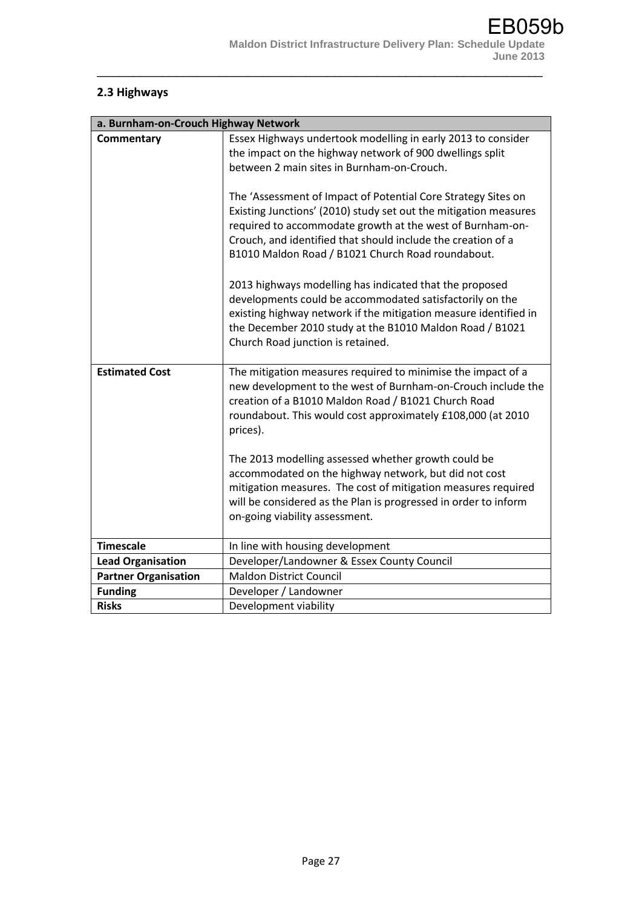## 2.3 Highways

| a. Burnham-on-Crouch Highway Network | |
|---|---|
| **Commentary** | Essex Highways undertook modelling in early 2013 to consider the impact on the highway network of 900 dwellings split between 2 main sites in Burnham-on-Crouch.<br><br>The 'Assessment of Impact of Potential Core Strategy Sites on Existing Junctions' (2010) study set out the mitigation measures required to accommodate growth at the west of Burnham-on-Crouch, and identified that should include the creation of a B1010 Maldon Road / B1021 Church Road roundabout.<br><br>2013 highways modelling has indicated that the proposed developments could be accommodated satisfactorily on the existing highway network if the mitigation measure identified in the December 2010 study at the B1010 Maldon Road / B1021 Church Road junction is retained. |
| **Estimated Cost** | The mitigation measures required to minimise the impact of a new development to the west of Burnham-on-Crouch include the creation of a B1010 Maldon Road / B1021 Church Road roundabout. This would cost approximately £108,000 (at 2010 prices).<br><br>The 2013 modelling assessed whether growth could be accommodated on the highway network, but did not cost mitigation measures. The cost of mitigation measures required will be considered as the Plan is progressed in order to inform on-going viability assessment. |
| **Timescale** | In line with housing development |
| **Lead Organisation** | Developer/Landowner & Essex County Council |
| **Partner Organisation** | Maldon District Council |
| **Funding** | Developer / Landowner |
| **Risks** | Development viability |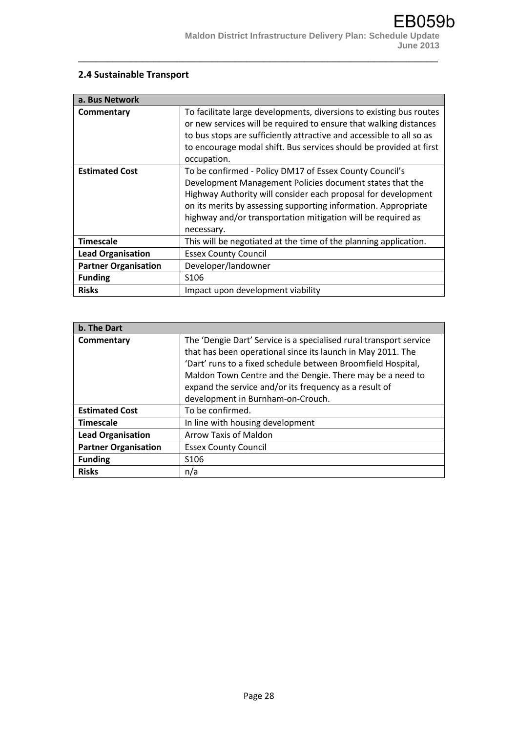## 2.4 Sustainable Transport

| a. Bus Network | |
|---|---|
| **Commentary** | To facilitate large developments, diversions to existing bus routes or new services will be required to ensure that walking distances to bus stops are sufficiently attractive and accessible to all so as to encourage modal shift. Bus services should be provided at first occupation. |
| **Estimated Cost** | To be confirmed - Policy DM17 of Essex County Council's Development Management Policies document states that the Highway Authority will consider each proposal for development on its merits by assessing supporting information. Appropriate highway and/or transportation mitigation will be required as necessary. |
| **Timescale** | This will be negotiated at the time of the planning application. |
| **Lead Organisation** | Essex County Council |
| **Partner Organisation** | Developer/landowner |
| **Funding** | S106 |
| **Risks** | Impact upon development viability |

| b. The Dart | |
|---|---|
| **Commentary** | The 'Dengie Dart' Service is a specialised rural transport service that has been operational since its launch in May 2011. The 'Dart' runs to a fixed schedule between Broomfield Hospital, Maldon Town Centre and the Dengie. There may be a need to expand the service and/or its frequency as a result of development in Burnham-on-Crouch. |
| **Estimated Cost** | To be confirmed. |
| **Timescale** | In line with housing development |
| **Lead Organisation** | Arrow Taxis of Maldon |
| **Partner Organisation** | Essex County Council |
| **Funding** | S106 |
| **Risks** | n/a |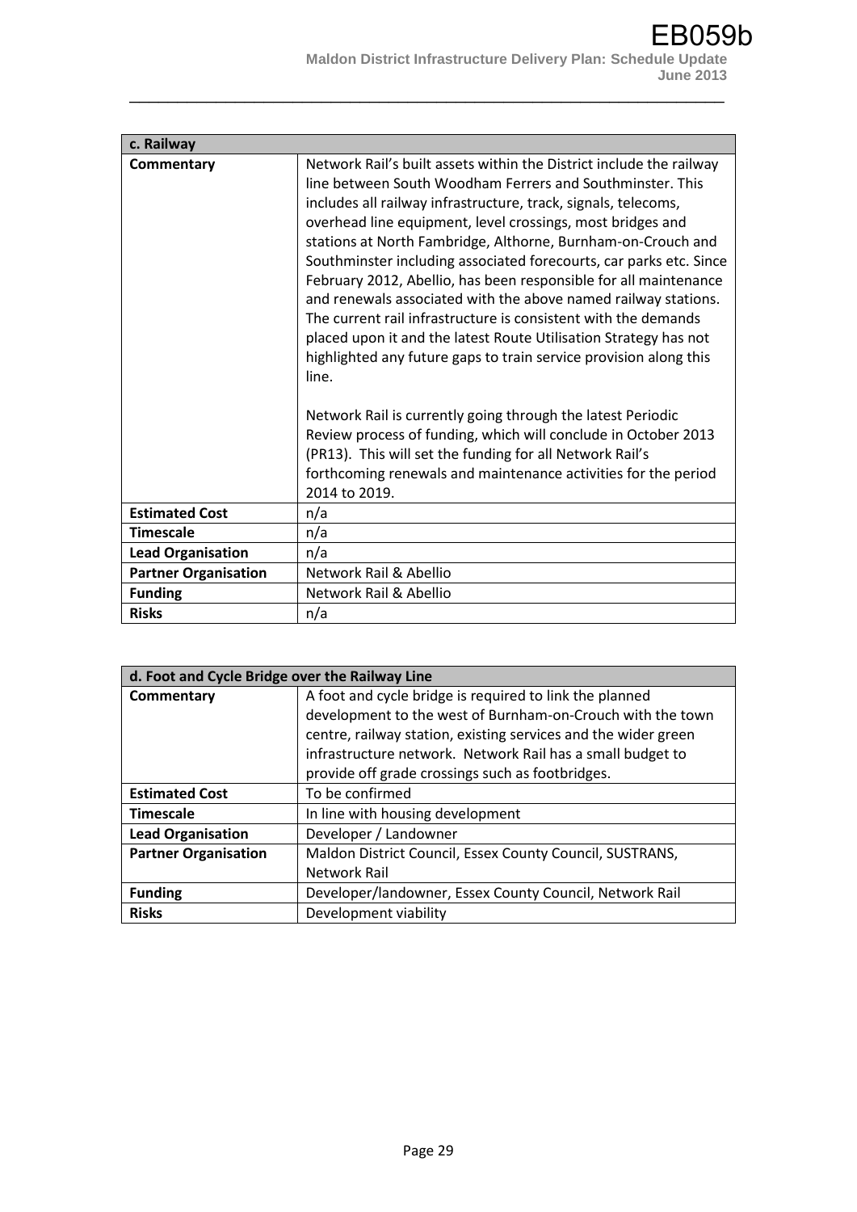| c. Railway | |
|---|---|
| **Commentary** | Network Rail's built assets within the District include the railway line between South Woodham Ferrers and Southminster. This includes all railway infrastructure, track, signals, telecoms, overhead line equipment, level crossings, most bridges and stations at North Fambridge, Althorne, Burnham-on-Crouch and Southminster including associated forecourts, car parks etc. Since February 2012, Abellio, has been responsible for all maintenance and renewals associated with the above named railway stations. The current rail infrastructure is consistent with the demands placed upon it and the latest Route Utilisation Strategy has not highlighted any future gaps to train service provision along this line.<br><br>Network Rail is currently going through the latest Periodic Review process of funding, which will conclude in October 2013 (PR13). This will set the funding for all Network Rail's forthcoming renewals and maintenance activities for the period 2014 to 2019. |
| **Estimated Cost** | n/a |
| **Timescale** | n/a |
| **Lead Organisation** | n/a |
| **Partner Organisation** | Network Rail & Abellio |
| **Funding** | Network Rail & Abellio |
| **Risks** | n/a |

| d. Foot and Cycle Bridge over the Railway Line | |
|---|---|
| **Commentary** | A foot and cycle bridge is required to link the planned development to the west of Burnham-on-Crouch with the town centre, railway station, existing services and the wider green infrastructure network. Network Rail has a small budget to provide off grade crossings such as footbridges. |
| **Estimated Cost** | To be confirmed |
| **Timescale** | In line with housing development |
| **Lead Organisation** | Developer / Landowner |
| **Partner Organisation** | Maldon District Council, Essex County Council, SUSTRANS, Network Rail |
| **Funding** | Developer/landowner, Essex County Council, Network Rail |
| **Risks** | Development viability |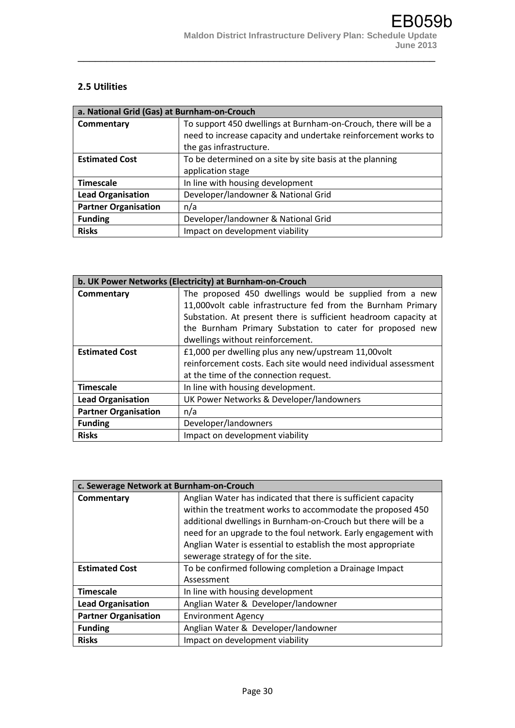## 2.5 Utilities

| a. National Grid (Gas) at Burnham-on-Crouch | |
|---|---|
| **Commentary** | To support 450 dwellings at Burnham-on-Crouch, there will be a need to increase capacity and undertake reinforcement works to the gas infrastructure. |
| **Estimated Cost** | To be determined on a site by site basis at the planning application stage |
| **Timescale** | In line with housing development |
| **Lead Organisation** | Developer/landowner & National Grid |
| **Partner Organisation** | n/a |
| **Funding** | Developer/landowner & National Grid |
| **Risks** | Impact on development viability |

| b. UK Power Networks (Electricity) at Burnham-on-Crouch | |
|---|---|
| **Commentary** | The proposed 450 dwellings would be supplied from a new 11,000volt cable infrastructure fed from the Burnham Primary Substation. At present there is sufficient headroom capacity at the Burnham Primary Substation to cater for proposed new dwellings without reinforcement. |
| **Estimated Cost** | £1,000 per dwelling plus any new/upstream 11,00volt reinforcement costs. Each site would need individual assessment at the time of the connection request. |
| **Timescale** | In line with housing development. |
| **Lead Organisation** | UK Power Networks & Developer/landowners |
| **Partner Organisation** | n/a |
| **Funding** | Developer/landowners |
| **Risks** | Impact on development viability |

| c. Sewerage Network at Burnham-on-Crouch | |
|---|---|
| **Commentary** | Anglian Water has indicated that there is sufficient capacity within the treatment works to accommodate the proposed 450 additional dwellings in Burnham-on-Crouch but there will be a need for an upgrade to the foul network. Early engagement with Anglian Water is essential to establish the most appropriate sewerage strategy of for the site. |
| **Estimated Cost** | To be confirmed following completion a Drainage Impact Assessment |
| **Timescale** | In line with housing development |
| **Lead Organisation** | Anglian Water & Developer/landowner |
| **Partner Organisation** | Environment Agency |
| **Funding** | Anglian Water & Developer/landowner |
| **Risks** | Impact on development viability |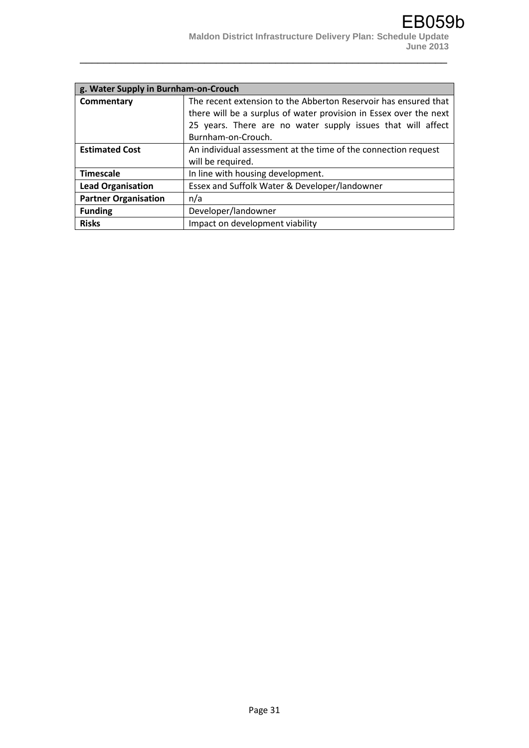| g. Water Supply in Burnham-on-Crouch | |
|---|---|
| **Commentary** | The recent extension to the Abberton Reservoir has ensured that there will be a surplus of water provision in Essex over the next 25 years. There are no water supply issues that will affect Burnham-on-Crouch. |
| **Estimated Cost** | An individual assessment at the time of the connection request will be required. |
| **Timescale** | In line with housing development. |
| **Lead Organisation** | Essex and Suffolk Water & Developer/landowner |
| **Partner Organisation** | n/a |
| **Funding** | Developer/landowner |
| **Risks** | Impact on development viability |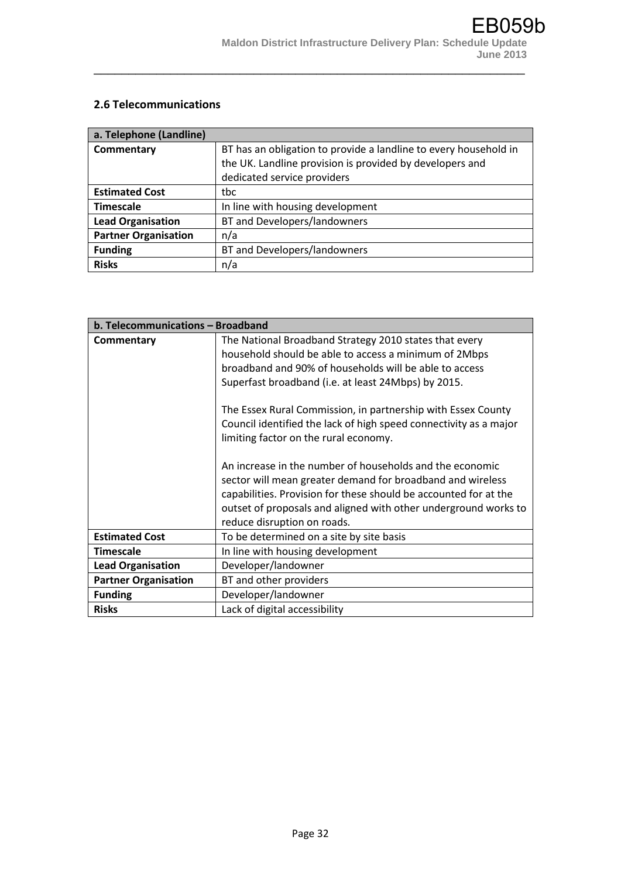## 2.6 Telecommunications

| a. Telephone (Landline) | |
|---|---|
| **Commentary** | BT has an obligation to provide a landline to every household in the UK. Landline provision is provided by developers and dedicated service providers |
| **Estimated Cost** | tbc |
| **Timescale** | In line with housing development |
| **Lead Organisation** | BT and Developers/landowners |
| **Partner Organisation** | n/a |
| **Funding** | BT and Developers/landowners |
| **Risks** | n/a |

| b. Telecommunications – Broadband | |
|---|---|
| **Commentary** | The National Broadband Strategy 2010 states that every household should be able to access a minimum of 2Mbps broadband and 90% of households will be able to access Superfast broadband (i.e. at least 24Mbps) by 2015.<br><br>The Essex Rural Commission, in partnership with Essex County Council identified the lack of high speed connectivity as a major limiting factor on the rural economy.<br><br>An increase in the number of households and the economic sector will mean greater demand for broadband and wireless capabilities. Provision for these should be accounted for at the outset of proposals and aligned with other underground works to reduce disruption on roads. |
| **Estimated Cost** | To be determined on a site by site basis |
| **Timescale** | In line with housing development |
| **Lead Organisation** | Developer/landowner |
| **Partner Organisation** | BT and other providers |
| **Funding** | Developer/landowner |
| **Risks** | Lack of digital accessibility |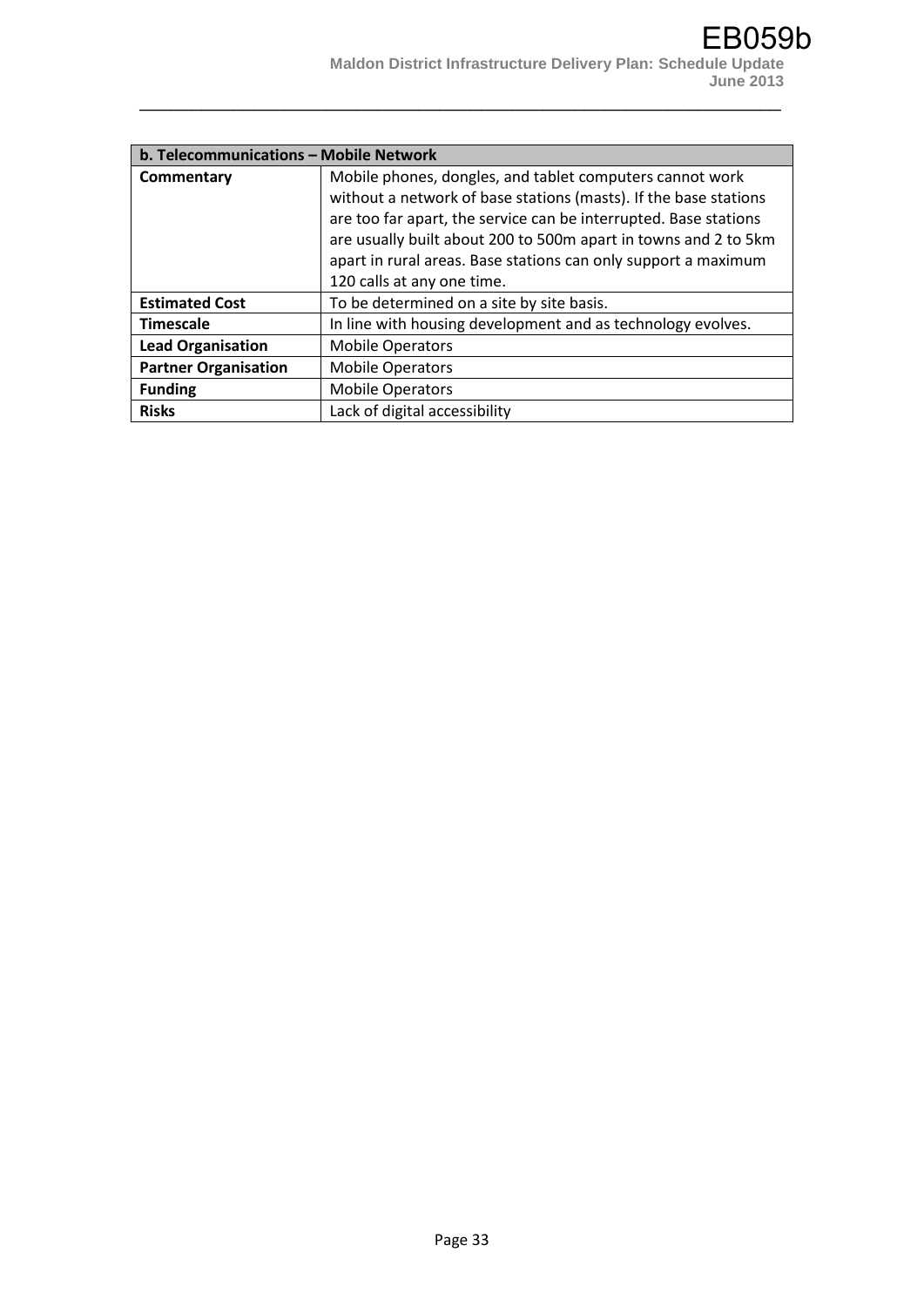| b. Telecommunications – Mobile Network | |
|---|---|
| **Commentary** | Mobile phones, dongles, and tablet computers cannot work without a network of base stations (masts). If the base stations are too far apart, the service can be interrupted. Base stations are usually built about 200 to 500m apart in towns and 2 to 5km apart in rural areas. Base stations can only support a maximum 120 calls at any one time. |
| **Estimated Cost** | To be determined on a site by site basis. |
| **Timescale** | In line with housing development and as technology evolves. |
| **Lead Organisation** | Mobile Operators |
| **Partner Organisation** | Mobile Operators |
| **Funding** | Mobile Operators |
| **Risks** | Lack of digital accessibility |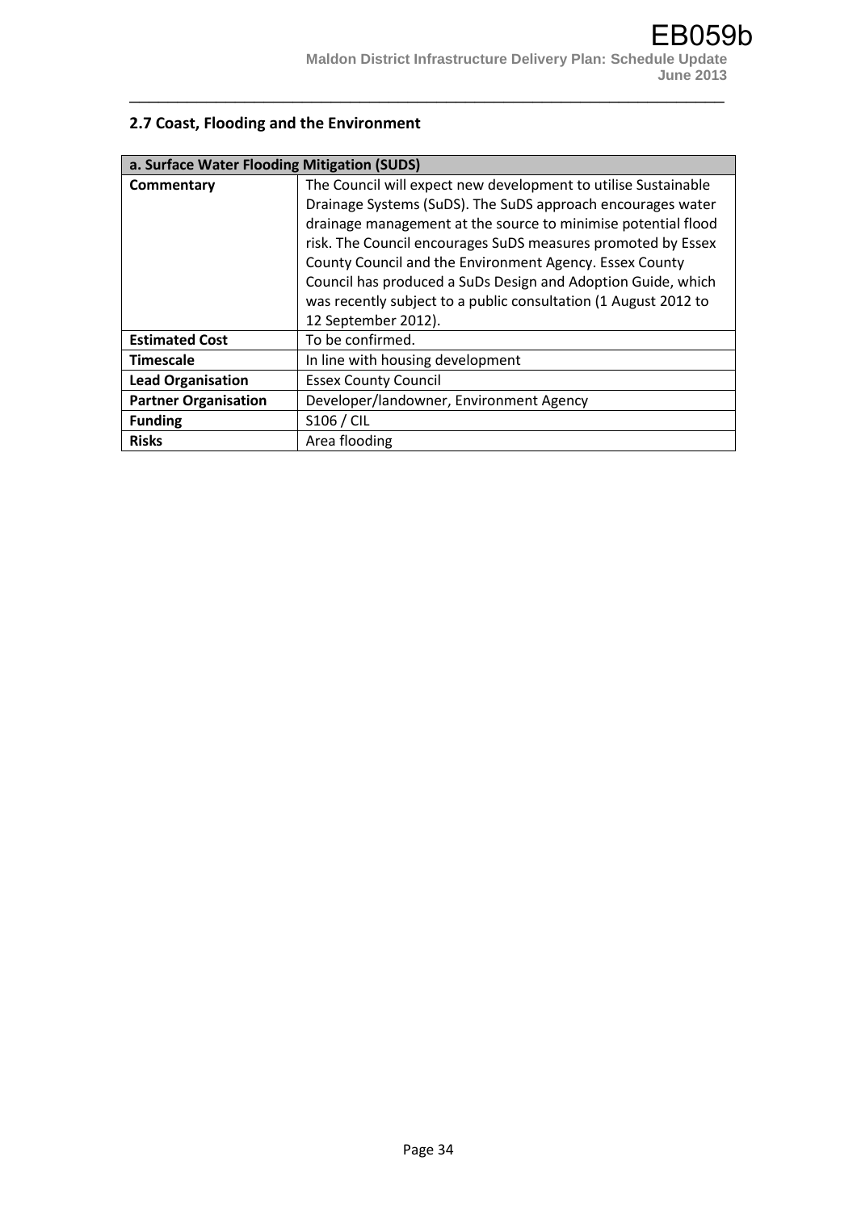## 2.7 Coast, Flooding and the Environment

| a. Surface Water Flooding Mitigation (SUDS) | |
|---|---|
| **Commentary** | The Council will expect new development to utilise Sustainable Drainage Systems (SuDS). The SuDS approach encourages water drainage management at the source to minimise potential flood risk. The Council encourages SuDS measures promoted by Essex County Council and the Environment Agency. Essex County Council has produced a SuDs Design and Adoption Guide, which was recently subject to a public consultation (1 August 2012 to 12 September 2012). |
| **Estimated Cost** | To be confirmed. |
| **Timescale** | In line with housing development |
| **Lead Organisation** | Essex County Council |
| **Partner Organisation** | Developer/landowner, Environment Agency |
| **Funding** | S106 / CIL |
| **Risks** | Area flooding |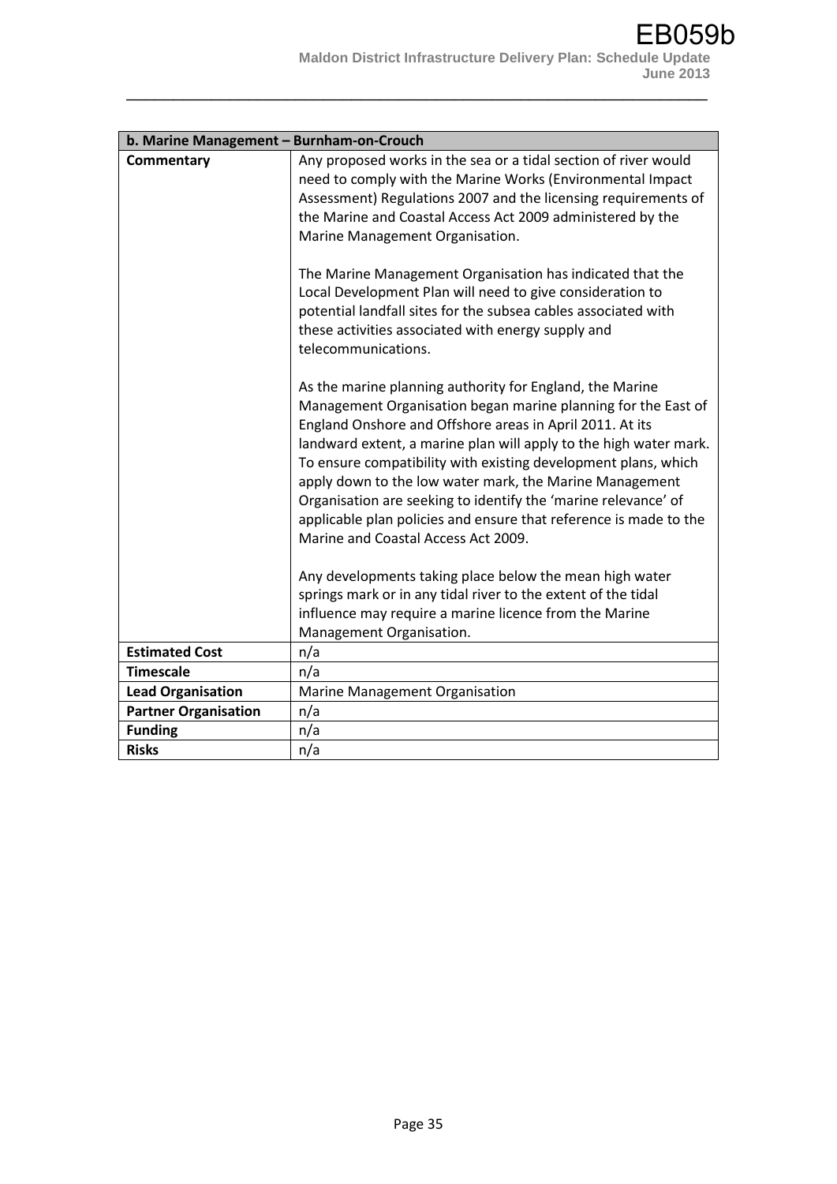| b. Marine Management – Burnham-on-Crouch | |
| --- | --- |
| **Commentary** | Any proposed works in the sea or a tidal section of river would need to comply with the Marine Works (Environmental Impact Assessment) Regulations 2007 and the licensing requirements of the Marine and Coastal Access Act 2009 administered by the Marine Management Organisation.<br><br>The Marine Management Organisation has indicated that the Local Development Plan will need to give consideration to potential landfall sites for the subsea cables associated with these activities associated with energy supply and telecommunications.<br><br>As the marine planning authority for England, the Marine Management Organisation began marine planning for the East of England Onshore and Offshore areas in April 2011. At its landward extent, a marine plan will apply to the high water mark. To ensure compatibility with existing development plans, which apply down to the low water mark, the Marine Management Organisation are seeking to identify the 'marine relevance' of applicable plan policies and ensure that reference is made to the Marine and Coastal Access Act 2009.<br><br>Any developments taking place below the mean high water springs mark or in any tidal river to the extent of the tidal influence may require a marine licence from the Marine Management Organisation. |
| **Estimated Cost** | n/a |
| **Timescale** | n/a |
| **Lead Organisation** | Marine Management Organisation |
| **Partner Organisation** | n/a |
| **Funding** | n/a |
| **Risks** | n/a |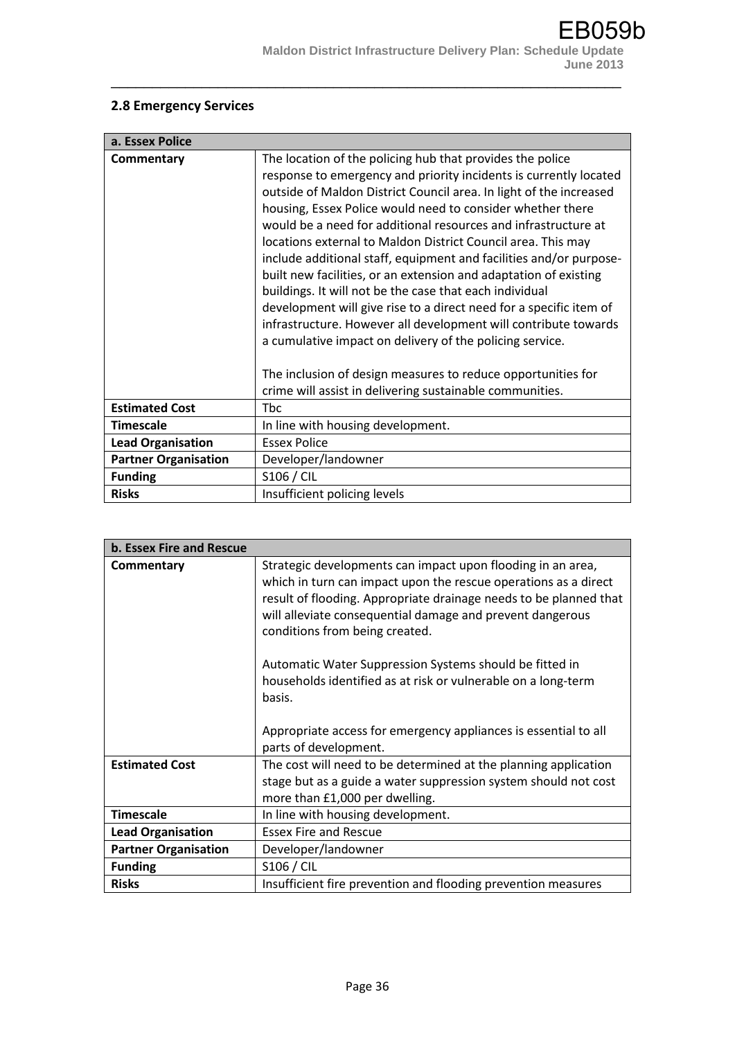## 2.8 Emergency Services

| a. Essex Police | |
|---|---|
| **Commentary** | The location of the policing hub that provides the police response to emergency and priority incidents is currently located outside of Maldon District Council area. In light of the increased housing, Essex Police would need to consider whether there would be a need for additional resources and infrastructure at locations external to Maldon District Council area. This may include additional staff, equipment and facilities and/or purpose-built new facilities, or an extension and adaptation of existing buildings. It will not be the case that each individual development will give rise to a direct need for a specific item of infrastructure. However all development will contribute towards a cumulative impact on delivery of the policing service.<br><br>The inclusion of design measures to reduce opportunities for crime will assist in delivering sustainable communities. |
| **Estimated Cost** | Tbc |
| **Timescale** | In line with housing development. |
| **Lead Organisation** | Essex Police |
| **Partner Organisation** | Developer/landowner |
| **Funding** | S106 / CIL |
| **Risks** | Insufficient policing levels |

| b. Essex Fire and Rescue | |
|---|---|
| **Commentary** | Strategic developments can impact upon flooding in an area, which in turn can impact upon the rescue operations as a direct result of flooding. Appropriate drainage needs to be planned that will alleviate consequential damage and prevent dangerous conditions from being created.<br><br>Automatic Water Suppression Systems should be fitted in households identified as at risk or vulnerable on a long-term basis.<br><br>Appropriate access for emergency appliances is essential to all parts of development. |
| **Estimated Cost** | The cost will need to be determined at the planning application stage but as a guide a water suppression system should not cost more than £1,000 per dwelling. |
| **Timescale** | In line with housing development. |
| **Lead Organisation** | Essex Fire and Rescue |
| **Partner Organisation** | Developer/landowner |
| **Funding** | S106 / CIL |
| **Risks** | Insufficient fire prevention and flooding prevention measures |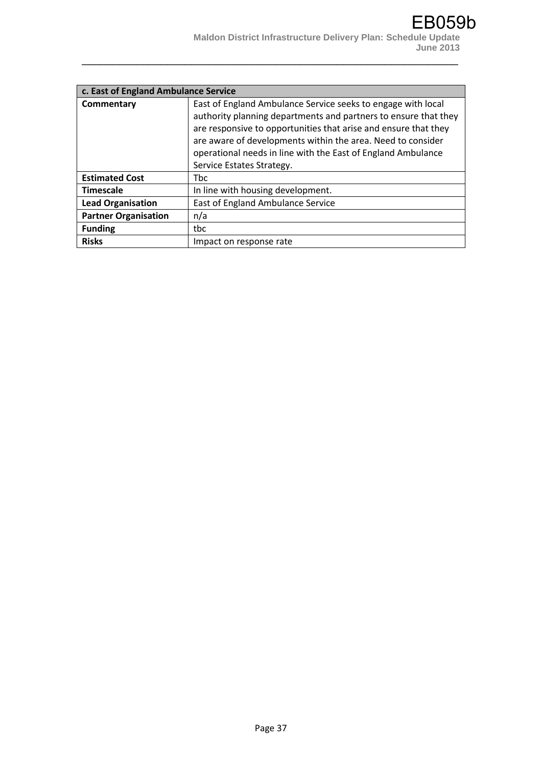| c. East of England Ambulance Service | |
|---|---|
| **Commentary** | East of England Ambulance Service seeks to engage with local authority planning departments and partners to ensure that they are responsive to opportunities that arise and ensure that they are aware of developments within the area. Need to consider operational needs in line with the East of England Ambulance Service Estates Strategy. |
| **Estimated Cost** | Tbc |
| **Timescale** | In line with housing development. |
| **Lead Organisation** | East of England Ambulance Service |
| **Partner Organisation** | n/a |
| **Funding** | tbc |
| **Risks** | Impact on response rate |